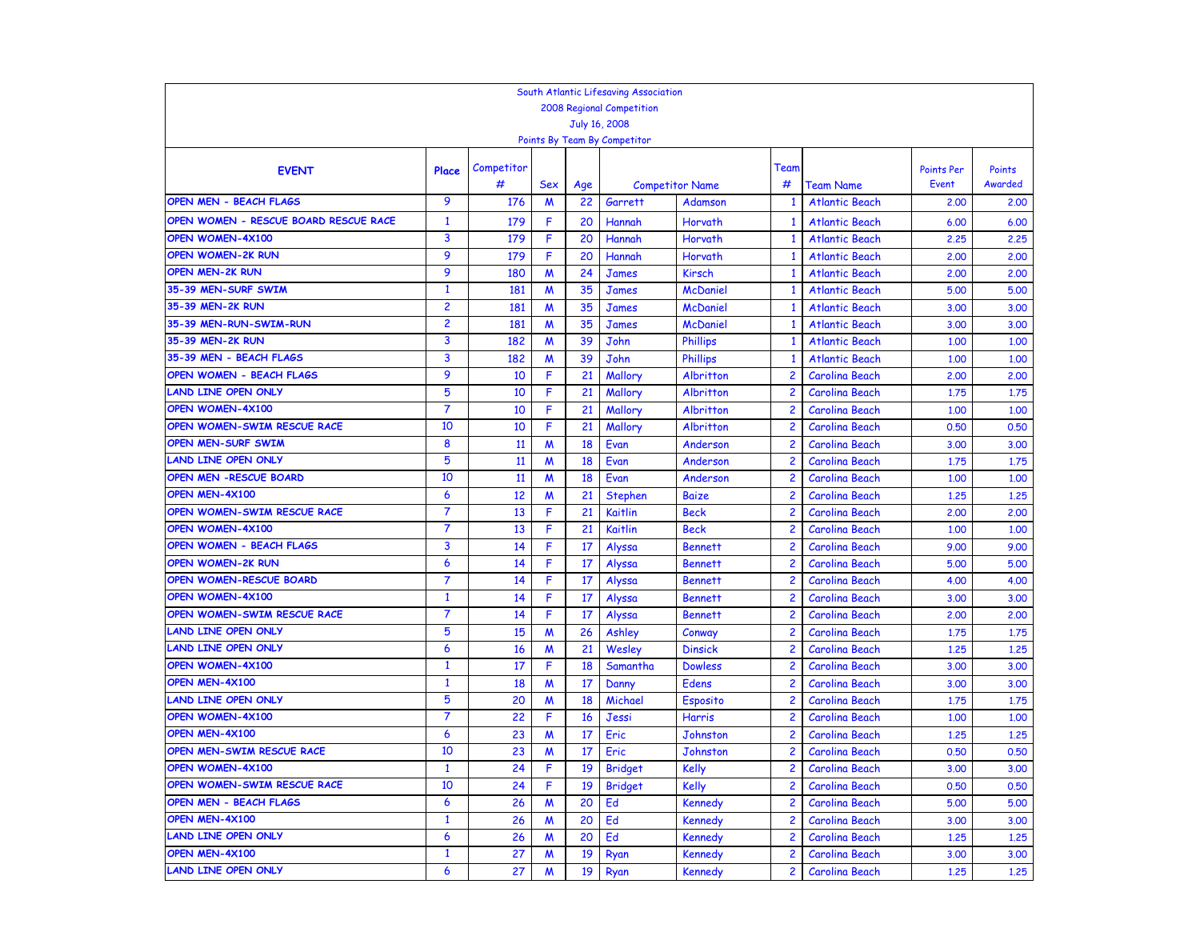South Atlantic Lifesaving Association

2008 Regional Competition

July 16, 2008

Points By Team By Competitor

| EVENT | Place | Competitor # | Sex | Age | Competitor Name | | Team # | Team Name | Points Per Event | Points Awarded |
|---|---|---|---|---|---|---|---|---|---|---|
| OPEN MEN - BEACH FLAGS | 9 | 176 | M | 22 | Garrett | Adamson | 1 | Atlantic Beach | 2.00 | 2.00 |
| OPEN WOMEN - RESCUE BOARD RESCUE RACE | 1 | 179 | F | 20 | Hannah | Horvath | 1 | Atlantic Beach | 6.00 | 6.00 |
| OPEN WOMEN-4X100 | 3 | 179 | F | 20 | Hannah | Horvath | 1 | Atlantic Beach | 2.25 | 2.25 |
| OPEN WOMEN-2K RUN | 9 | 179 | F | 20 | Hannah | Horvath | 1 | Atlantic Beach | 2.00 | 2.00 |
| OPEN MEN-2K RUN | 9 | 180 | M | 24 | James | Kirsch | 1 | Atlantic Beach | 2.00 | 2.00 |
| 35-39 MEN-SURF SWIM | 1 | 181 | M | 35 | James | McDaniel | 1 | Atlantic Beach | 5.00 | 5.00 |
| 35-39 MEN-2K RUN | 2 | 181 | M | 35 | James | McDaniel | 1 | Atlantic Beach | 3.00 | 3.00 |
| 35-39 MEN-RUN-SWIM-RUN | 2 | 181 | M | 35 | James | McDaniel | 1 | Atlantic Beach | 3.00 | 3.00 |
| 35-39 MEN-2K RUN | 3 | 182 | M | 39 | John | Phillips | 1 | Atlantic Beach | 1.00 | 1.00 |
| 35-39 MEN - BEACH FLAGS | 3 | 182 | M | 39 | John | Phillips | 1 | Atlantic Beach | 1.00 | 1.00 |
| OPEN WOMEN - BEACH FLAGS | 9 | 10 | F | 21 | Mallory | Albritton | 2 | Carolina Beach | 2.00 | 2.00 |
| LAND LINE OPEN ONLY | 5 | 10 | F | 21 | Mallory | Albritton | 2 | Carolina Beach | 1.75 | 1.75 |
| OPEN WOMEN-4X100 | 7 | 10 | F | 21 | Mallory | Albritton | 2 | Carolina Beach | 1.00 | 1.00 |
| OPEN WOMEN-SWIM RESCUE RACE | 10 | 10 | F | 21 | Mallory | Albritton | 2 | Carolina Beach | 0.50 | 0.50 |
| OPEN MEN-SURF SWIM | 8 | 11 | M | 18 | Evan | Anderson | 2 | Carolina Beach | 3.00 | 3.00 |
| LAND LINE OPEN ONLY | 5 | 11 | M | 18 | Evan | Anderson | 2 | Carolina Beach | 1.75 | 1.75 |
| OPEN MEN -RESCUE BOARD | 10 | 11 | M | 18 | Evan | Anderson | 2 | Carolina Beach | 1.00 | 1.00 |
| OPEN MEN-4X100 | 6 | 12 | M | 21 | Stephen | Baize | 2 | Carolina Beach | 1.25 | 1.25 |
| OPEN WOMEN-SWIM RESCUE RACE | 7 | 13 | F | 21 | Kaitlin | Beck | 2 | Carolina Beach | 2.00 | 2.00 |
| OPEN WOMEN-4X100 | 7 | 13 | F | 21 | Kaitlin | Beck | 2 | Carolina Beach | 1.00 | 1.00 |
| OPEN WOMEN - BEACH FLAGS | 3 | 14 | F | 17 | Alyssa | Bennett | 2 | Carolina Beach | 9.00 | 9.00 |
| OPEN WOMEN-2K RUN | 6 | 14 | F | 17 | Alyssa | Bennett | 2 | Carolina Beach | 5.00 | 5.00 |
| OPEN WOMEN-RESCUE BOARD | 7 | 14 | F | 17 | Alyssa | Bennett | 2 | Carolina Beach | 4.00 | 4.00 |
| OPEN WOMEN-4X100 | 1 | 14 | F | 17 | Alyssa | Bennett | 2 | Carolina Beach | 3.00 | 3.00 |
| OPEN WOMEN-SWIM RESCUE RACE | 7 | 14 | F | 17 | Alyssa | Bennett | 2 | Carolina Beach | 2.00 | 2.00 |
| LAND LINE OPEN ONLY | 5 | 15 | M | 26 | Ashley | Conway | 2 | Carolina Beach | 1.75 | 1.75 |
| LAND LINE OPEN ONLY | 6 | 16 | M | 21 | Wesley | Dinsick | 2 | Carolina Beach | 1.25 | 1.25 |
| OPEN WOMEN-4X100 | 1 | 17 | F | 18 | Samantha | Dowless | 2 | Carolina Beach | 3.00 | 3.00 |
| OPEN MEN-4X100 | 1 | 18 | M | 17 | Danny | Edens | 2 | Carolina Beach | 3.00 | 3.00 |
| LAND LINE OPEN ONLY | 5 | 20 | M | 18 | Michael | Esposito | 2 | Carolina Beach | 1.75 | 1.75 |
| OPEN WOMEN-4X100 | 7 | 22 | F | 16 | Jessi | Harris | 2 | Carolina Beach | 1.00 | 1.00 |
| OPEN MEN-4X100 | 6 | 23 | M | 17 | Eric | Johnston | 2 | Carolina Beach | 1.25 | 1.25 |
| OPEN MEN-SWIM RESCUE RACE | 10 | 23 | M | 17 | Eric | Johnston | 2 | Carolina Beach | 0.50 | 0.50 |
| OPEN WOMEN-4X100 | 1 | 24 | F | 19 | Bridget | Kelly | 2 | Carolina Beach | 3.00 | 3.00 |
| OPEN WOMEN-SWIM RESCUE RACE | 10 | 24 | F | 19 | Bridget | Kelly | 2 | Carolina Beach | 0.50 | 0.50 |
| OPEN MEN - BEACH FLAGS | 6 | 26 | M | 20 | Ed | Kennedy | 2 | Carolina Beach | 5.00 | 5.00 |
| OPEN MEN-4X100 | 1 | 26 | M | 20 | Ed | Kennedy | 2 | Carolina Beach | 3.00 | 3.00 |
| LAND LINE OPEN ONLY | 6 | 26 | M | 20 | Ed | Kennedy | 2 | Carolina Beach | 1.25 | 1.25 |
| OPEN MEN-4X100 | 1 | 27 | M | 19 | Ryan | Kennedy | 2 | Carolina Beach | 3.00 | 3.00 |
| LAND LINE OPEN ONLY | 6 | 27 | M | 19 | Ryan | Kennedy | 2 | Carolina Beach | 1.25 | 1.25 |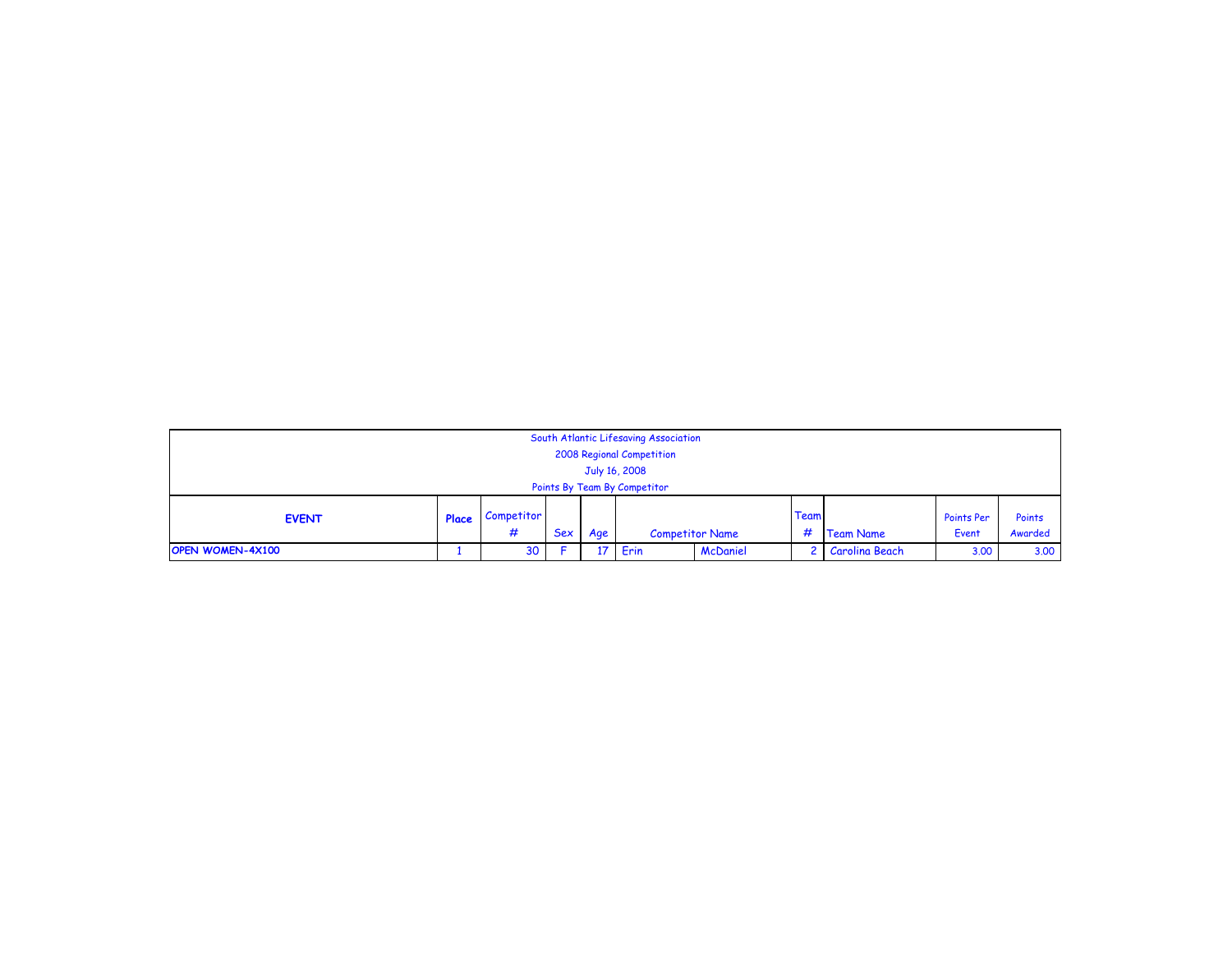South Atlantic Lifesaving Association
2008 Regional Competition
July 16, 2008
Points By Team By Competitor

| EVENT | Place | Competitor # | Sex | Age | Competitor Name | | Team # | Team Name | Points Per Event | Points Awarded |
|---|---|---|---|---|---|---|---|---|---|---|
| OPEN WOMEN-4X100 | 1 | 30 | F | 17 | Erin | McDaniel | 2 | Carolina Beach | 3.00 | 3.00 |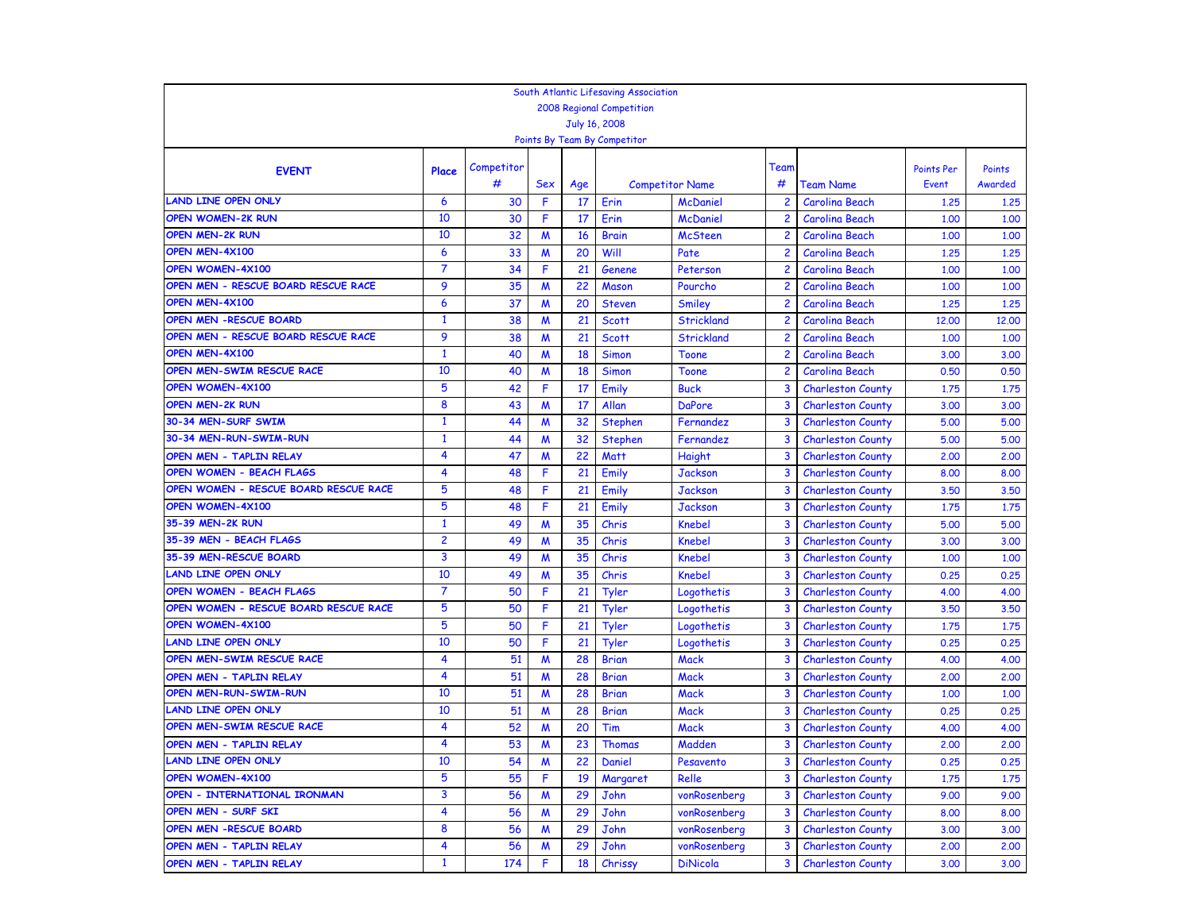South Atlantic Lifesaving Association
2008 Regional Competition
July 16, 2008
Points By Team By Competitor

| EVENT | Place | Competitor # | Sex | Age | Competitor Name | | Team # | Team Name | Points Per Event | Points Awarded |
|---|---|---|---|---|---|---|---|---|---|---|
| LAND LINE OPEN ONLY | 6 | 30 | F | 17 | Erin | McDaniel | 2 | Carolina Beach | 1.25 | 1.25 |
| OPEN WOMEN-2K RUN | 10 | 30 | F | 17 | Erin | McDaniel | 2 | Carolina Beach | 1.00 | 1.00 |
| OPEN MEN-2K RUN | 10 | 32 | M | 16 | Brain | McSteen | 2 | Carolina Beach | 1.00 | 1.00 |
| OPEN MEN-4X100 | 6 | 33 | M | 20 | Will | Pate | 2 | Carolina Beach | 1.25 | 1.25 |
| OPEN WOMEN-4X100 | 7 | 34 | F | 21 | Genene | Peterson | 2 | Carolina Beach | 1.00 | 1.00 |
| OPEN MEN - RESCUE BOARD RESCUE RACE | 9 | 35 | M | 22 | Mason | Pourcho | 2 | Carolina Beach | 1.00 | 1.00 |
| OPEN MEN-4X100 | 6 | 37 | M | 20 | Steven | Smiley | 2 | Carolina Beach | 1.25 | 1.25 |
| OPEN MEN -RESCUE BOARD | 1 | 38 | M | 21 | Scott | Strickland | 2 | Carolina Beach | 12.00 | 12.00 |
| OPEN MEN - RESCUE BOARD RESCUE RACE | 9 | 38 | M | 21 | Scott | Strickland | 2 | Carolina Beach | 1.00 | 1.00 |
| OPEN MEN-4X100 | 1 | 40 | M | 18 | Simon | Toone | 2 | Carolina Beach | 3.00 | 3.00 |
| OPEN MEN-SWIM RESCUE RACE | 10 | 40 | M | 18 | Simon | Toone | 2 | Carolina Beach | 0.50 | 0.50 |
| OPEN WOMEN-4X100 | 5 | 42 | F | 17 | Emily | Buck | 3 | Charleston County | 1.75 | 1.75 |
| OPEN MEN-2K RUN | 8 | 43 | M | 17 | Allan | DaPore | 3 | Charleston County | 3.00 | 3.00 |
| 30-34 MEN-SURF SWIM | 1 | 44 | M | 32 | Stephen | Fernandez | 3 | Charleston County | 5.00 | 5.00 |
| 30-34 MEN-RUN-SWIM-RUN | 1 | 44 | M | 32 | Stephen | Fernandez | 3 | Charleston County | 5.00 | 5.00 |
| OPEN MEN - TAPLIN RELAY | 4 | 47 | M | 22 | Matt | Haight | 3 | Charleston County | 2.00 | 2.00 |
| OPEN WOMEN - BEACH FLAGS | 4 | 48 | F | 21 | Emily | Jackson | 3 | Charleston County | 8.00 | 8.00 |
| OPEN WOMEN - RESCUE BOARD RESCUE RACE | 5 | 48 | F | 21 | Emily | Jackson | 3 | Charleston County | 3.50 | 3.50 |
| OPEN WOMEN-4X100 | 5 | 48 | F | 21 | Emily | Jackson | 3 | Charleston County | 1.75 | 1.75 |
| 35-39 MEN-2K RUN | 1 | 49 | M | 35 | Chris | Knebel | 3 | Charleston County | 5.00 | 5.00 |
| 35-39 MEN - BEACH FLAGS | 2 | 49 | M | 35 | Chris | Knebel | 3 | Charleston County | 3.00 | 3.00 |
| 35-39 MEN-RESCUE BOARD | 3 | 49 | M | 35 | Chris | Knebel | 3 | Charleston County | 1.00 | 1.00 |
| LAND LINE OPEN ONLY | 10 | 49 | M | 35 | Chris | Knebel | 3 | Charleston County | 0.25 | 0.25 |
| OPEN WOMEN - BEACH FLAGS | 7 | 50 | F | 21 | Tyler | Logothetis | 3 | Charleston County | 4.00 | 4.00 |
| OPEN WOMEN - RESCUE BOARD RESCUE RACE | 5 | 50 | F | 21 | Tyler | Logothetis | 3 | Charleston County | 3.50 | 3.50 |
| OPEN WOMEN-4X100 | 5 | 50 | F | 21 | Tyler | Logothetis | 3 | Charleston County | 1.75 | 1.75 |
| LAND LINE OPEN ONLY | 10 | 50 | F | 21 | Tyler | Logothetis | 3 | Charleston County | 0.25 | 0.25 |
| OPEN MEN-SWIM RESCUE RACE | 4 | 51 | M | 28 | Brian | Mack | 3 | Charleston County | 4.00 | 4.00 |
| OPEN MEN - TAPLIN RELAY | 4 | 51 | M | 28 | Brian | Mack | 3 | Charleston County | 2.00 | 2.00 |
| OPEN MEN-RUN-SWIM-RUN | 10 | 51 | M | 28 | Brian | Mack | 3 | Charleston County | 1.00 | 1.00 |
| LAND LINE OPEN ONLY | 10 | 51 | M | 28 | Brian | Mack | 3 | Charleston County | 0.25 | 0.25 |
| OPEN MEN-SWIM RESCUE RACE | 4 | 52 | M | 20 | Tim | Mack | 3 | Charleston County | 4.00 | 4.00 |
| OPEN MEN - TAPLIN RELAY | 4 | 53 | M | 23 | Thomas | Madden | 3 | Charleston County | 2.00 | 2.00 |
| LAND LINE OPEN ONLY | 10 | 54 | M | 22 | Daniel | Pesavento | 3 | Charleston County | 0.25 | 0.25 |
| OPEN WOMEN-4X100 | 5 | 55 | F | 19 | Margaret | Relle | 3 | Charleston County | 1.75 | 1.75 |
| OPEN - INTERNATIONAL IRONMAN | 3 | 56 | M | 29 | John | vonRosenberg | 3 | Charleston County | 9.00 | 9.00 |
| OPEN MEN - SURF SKI | 4 | 56 | M | 29 | John | vonRosenberg | 3 | Charleston County | 8.00 | 8.00 |
| OPEN MEN -RESCUE BOARD | 8 | 56 | M | 29 | John | vonRosenberg | 3 | Charleston County | 3.00 | 3.00 |
| OPEN MEN - TAPLIN RELAY | 4 | 56 | M | 29 | John | vonRosenberg | 3 | Charleston County | 2.00 | 2.00 |
| OPEN MEN - TAPLIN RELAY | 1 | 174 | F | 18 | Chrissy | DiNicola | 3 | Charleston County | 3.00 | 3.00 |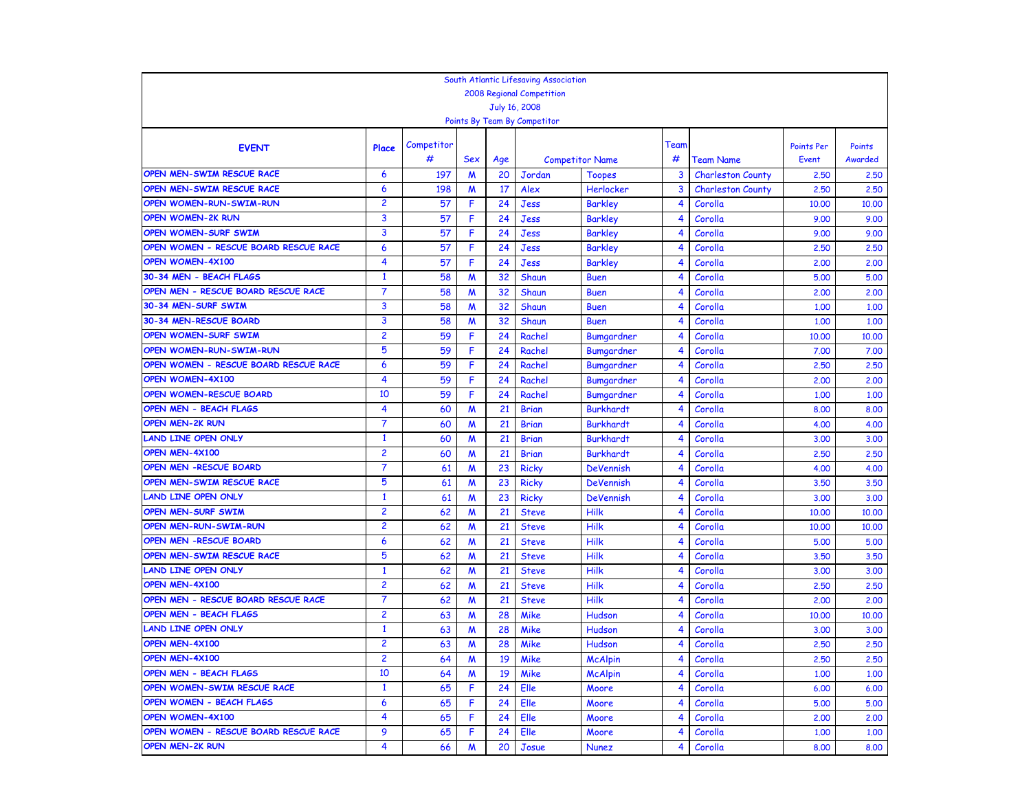South Atlantic Lifesaving Association
2008 Regional Competition
July 16, 2008
Points By Team By Competitor

| EVENT | Place | Competitor # | Sex | Age | Competitor Name | | Team # | Team Name | Points Per Event | Points Awarded |
|---|---|---|---|---|---|---|---|---|---|---|
| OPEN MEN-SWIM RESCUE RACE | 6 | 197 | M | 20 | Jordan | Toopes | 3 | Charleston County | 2.50 | 2.50 |
| OPEN MEN-SWIM RESCUE RACE | 6 | 198 | M | 17 | Alex | Herlocker | 3 | Charleston County | 2.50 | 2.50 |
| OPEN WOMEN-RUN-SWIM-RUN | 2 | 57 | F | 24 | Jess | Barkley | 4 | Corolla | 10.00 | 10.00 |
| OPEN WOMEN-2K RUN | 3 | 57 | F | 24 | Jess | Barkley | 4 | Corolla | 9.00 | 9.00 |
| OPEN WOMEN-SURF SWIM | 3 | 57 | F | 24 | Jess | Barkley | 4 | Corolla | 9.00 | 9.00 |
| OPEN WOMEN - RESCUE BOARD RESCUE RACE | 6 | 57 | F | 24 | Jess | Barkley | 4 | Corolla | 2.50 | 2.50 |
| OPEN WOMEN-4X100 | 4 | 57 | F | 24 | Jess | Barkley | 4 | Corolla | 2.00 | 2.00 |
| 30-34 MEN - BEACH FLAGS | 1 | 58 | M | 32 | Shaun | Buen | 4 | Corolla | 5.00 | 5.00 |
| OPEN MEN - RESCUE BOARD RESCUE RACE | 7 | 58 | M | 32 | Shaun | Buen | 4 | Corolla | 2.00 | 2.00 |
| 30-34 MEN-SURF SWIM | 3 | 58 | M | 32 | Shaun | Buen | 4 | Corolla | 1.00 | 1.00 |
| 30-34 MEN-RESCUE BOARD | 3 | 58 | M | 32 | Shaun | Buen | 4 | Corolla | 1.00 | 1.00 |
| OPEN WOMEN-SURF SWIM | 2 | 59 | F | 24 | Rachel | Bumgardner | 4 | Corolla | 10.00 | 10.00 |
| OPEN WOMEN-RUN-SWIM-RUN | 5 | 59 | F | 24 | Rachel | Bumgardner | 4 | Corolla | 7.00 | 7.00 |
| OPEN WOMEN - RESCUE BOARD RESCUE RACE | 6 | 59 | F | 24 | Rachel | Bumgardner | 4 | Corolla | 2.50 | 2.50 |
| OPEN WOMEN-4X100 | 4 | 59 | F | 24 | Rachel | Bumgardner | 4 | Corolla | 2.00 | 2.00 |
| OPEN WOMEN-RESCUE BOARD | 10 | 59 | F | 24 | Rachel | Bumgardner | 4 | Corolla | 1.00 | 1.00 |
| OPEN MEN - BEACH FLAGS | 4 | 60 | M | 21 | Brian | Burkhardt | 4 | Corolla | 8.00 | 8.00 |
| OPEN MEN-2K RUN | 7 | 60 | M | 21 | Brian | Burkhardt | 4 | Corolla | 4.00 | 4.00 |
| LAND LINE OPEN ONLY | 1 | 60 | M | 21 | Brian | Burkhardt | 4 | Corolla | 3.00 | 3.00 |
| OPEN MEN-4X100 | 2 | 60 | M | 21 | Brian | Burkhardt | 4 | Corolla | 2.50 | 2.50 |
| OPEN MEN -RESCUE BOARD | 7 | 61 | M | 23 | Ricky | DeVennish | 4 | Corolla | 4.00 | 4.00 |
| OPEN MEN-SWIM RESCUE RACE | 5 | 61 | M | 23 | Ricky | DeVennish | 4 | Corolla | 3.50 | 3.50 |
| LAND LINE OPEN ONLY | 1 | 61 | M | 23 | Ricky | DeVennish | 4 | Corolla | 3.00 | 3.00 |
| OPEN MEN-SURF SWIM | 2 | 62 | M | 21 | Steve | Hilk | 4 | Corolla | 10.00 | 10.00 |
| OPEN MEN-RUN-SWIM-RUN | 2 | 62 | M | 21 | Steve | Hilk | 4 | Corolla | 10.00 | 10.00 |
| OPEN MEN -RESCUE BOARD | 6 | 62 | M | 21 | Steve | Hilk | 4 | Corolla | 5.00 | 5.00 |
| OPEN MEN-SWIM RESCUE RACE | 5 | 62 | M | 21 | Steve | Hilk | 4 | Corolla | 3.50 | 3.50 |
| LAND LINE OPEN ONLY | 1 | 62 | M | 21 | Steve | Hilk | 4 | Corolla | 3.00 | 3.00 |
| OPEN MEN-4X100 | 2 | 62 | M | 21 | Steve | Hilk | 4 | Corolla | 2.50 | 2.50 |
| OPEN MEN - RESCUE BOARD RESCUE RACE | 7 | 62 | M | 21 | Steve | Hilk | 4 | Corolla | 2.00 | 2.00 |
| OPEN MEN - BEACH FLAGS | 2 | 63 | M | 28 | Mike | Hudson | 4 | Corolla | 10.00 | 10.00 |
| LAND LINE OPEN ONLY | 1 | 63 | M | 28 | Mike | Hudson | 4 | Corolla | 3.00 | 3.00 |
| OPEN MEN-4X100 | 2 | 63 | M | 28 | Mike | Hudson | 4 | Corolla | 2.50 | 2.50 |
| OPEN MEN-4X100 | 2 | 64 | M | 19 | Mike | McAlpin | 4 | Corolla | 2.50 | 2.50 |
| OPEN MEN - BEACH FLAGS | 10 | 64 | M | 19 | Mike | McAlpin | 4 | Corolla | 1.00 | 1.00 |
| OPEN WOMEN-SWIM RESCUE RACE | 1 | 65 | F | 24 | Elle | Moore | 4 | Corolla | 6.00 | 6.00 |
| OPEN WOMEN - BEACH FLAGS | 6 | 65 | F | 24 | Elle | Moore | 4 | Corolla | 5.00 | 5.00 |
| OPEN WOMEN-4X100 | 4 | 65 | F | 24 | Elle | Moore | 4 | Corolla | 2.00 | 2.00 |
| OPEN WOMEN - RESCUE BOARD RESCUE RACE | 9 | 65 | F | 24 | Elle | Moore | 4 | Corolla | 1.00 | 1.00 |
| OPEN MEN-2K RUN | 4 | 66 | M | 20 | Josue | Nunez | 4 | Corolla | 8.00 | 8.00 |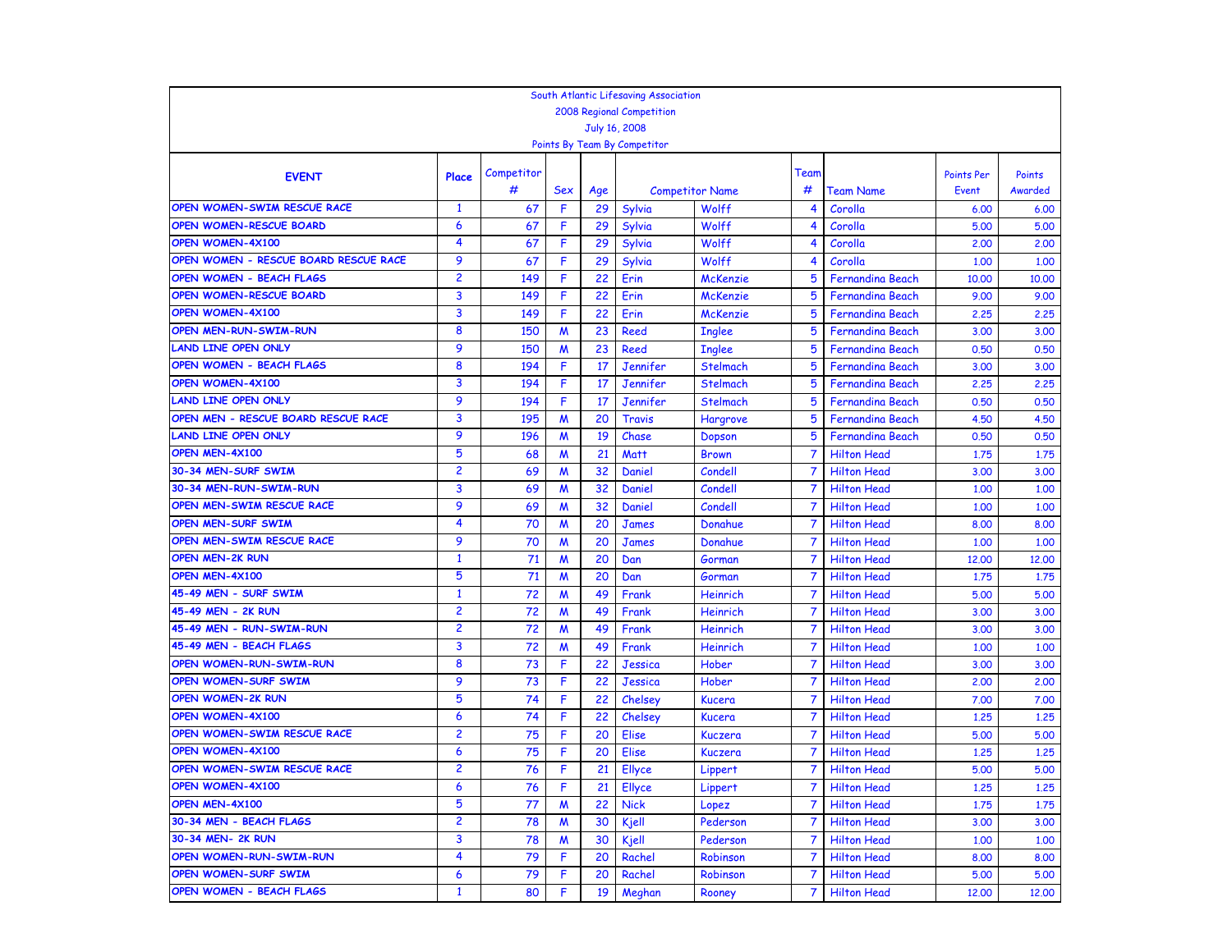South Atlantic Lifesaving Association
2008 Regional Competition
July 16, 2008
Points By Team By Competitor

| EVENT | Place | Competitor # | Sex | Age | Competitor Name | | Team # | Team Name | Points Per Event | Points Awarded |
|---|---|---|---|---|---|---|---|---|---|---|
| OPEN WOMEN-SWIM RESCUE RACE | 1 | 67 | F | 29 | Sylvia | Wolff | 4 | Corolla | 6.00 | 6.00 |
| OPEN WOMEN-RESCUE BOARD | 6 | 67 | F | 29 | Sylvia | Wolff | 4 | Corolla | 5.00 | 5.00 |
| OPEN WOMEN-4X100 | 4 | 67 | F | 29 | Sylvia | Wolff | 4 | Corolla | 2.00 | 2.00 |
| OPEN WOMEN - RESCUE BOARD RESCUE RACE | 9 | 67 | F | 29 | Sylvia | Wolff | 4 | Corolla | 1.00 | 1.00 |
| OPEN WOMEN - BEACH FLAGS | 2 | 149 | F | 22 | Erin | McKenzie | 5 | Fernandina Beach | 10.00 | 10.00 |
| OPEN WOMEN-RESCUE BOARD | 3 | 149 | F | 22 | Erin | McKenzie | 5 | Fernandina Beach | 9.00 | 9.00 |
| OPEN WOMEN-4X100 | 3 | 149 | F | 22 | Erin | McKenzie | 5 | Fernandina Beach | 2.25 | 2.25 |
| OPEN MEN-RUN-SWIM-RUN | 8 | 150 | M | 23 | Reed | Inglee | 5 | Fernandina Beach | 3.00 | 3.00 |
| LAND LINE OPEN ONLY | 9 | 150 | M | 23 | Reed | Inglee | 5 | Fernandina Beach | 0.50 | 0.50 |
| OPEN WOMEN - BEACH FLAGS | 8 | 194 | F | 17 | Jennifer | Stelmach | 5 | Fernandina Beach | 3.00 | 3.00 |
| OPEN WOMEN-4X100 | 3 | 194 | F | 17 | Jennifer | Stelmach | 5 | Fernandina Beach | 2.25 | 2.25 |
| LAND LINE OPEN ONLY | 9 | 194 | F | 17 | Jennifer | Stelmach | 5 | Fernandina Beach | 0.50 | 0.50 |
| OPEN MEN - RESCUE BOARD RESCUE RACE | 3 | 195 | M | 20 | Travis | Hargrove | 5 | Fernandina Beach | 4.50 | 4.50 |
| LAND LINE OPEN ONLY | 9 | 196 | M | 19 | Chase | Dopson | 5 | Fernandina Beach | 0.50 | 0.50 |
| OPEN MEN-4X100 | 5 | 68 | M | 21 | Matt | Brown | 7 | Hilton Head | 1.75 | 1.75 |
| 30-34 MEN-SURF SWIM | 2 | 69 | M | 32 | Daniel | Condell | 7 | Hilton Head | 3.00 | 3.00 |
| 30-34 MEN-RUN-SWIM-RUN | 3 | 69 | M | 32 | Daniel | Condell | 7 | Hilton Head | 1.00 | 1.00 |
| OPEN MEN-SWIM RESCUE RACE | 9 | 69 | M | 32 | Daniel | Condell | 7 | Hilton Head | 1.00 | 1.00 |
| OPEN MEN-SURF SWIM | 4 | 70 | M | 20 | James | Donahue | 7 | Hilton Head | 8.00 | 8.00 |
| OPEN MEN-SWIM RESCUE RACE | 9 | 70 | M | 20 | James | Donahue | 7 | Hilton Head | 1.00 | 1.00 |
| OPEN MEN-2K RUN | 1 | 71 | M | 20 | Dan | Gorman | 7 | Hilton Head | 12.00 | 12.00 |
| OPEN MEN-4X100 | 5 | 71 | M | 20 | Dan | Gorman | 7 | Hilton Head | 1.75 | 1.75 |
| 45-49 MEN - SURF SWIM | 1 | 72 | M | 49 | Frank | Heinrich | 7 | Hilton Head | 5.00 | 5.00 |
| 45-49 MEN - 2K RUN | 2 | 72 | M | 49 | Frank | Heinrich | 7 | Hilton Head | 3.00 | 3.00 |
| 45-49 MEN - RUN-SWIM-RUN | 2 | 72 | M | 49 | Frank | Heinrich | 7 | Hilton Head | 3.00 | 3.00 |
| 45-49 MEN - BEACH FLAGS | 3 | 72 | M | 49 | Frank | Heinrich | 7 | Hilton Head | 1.00 | 1.00 |
| OPEN WOMEN-RUN-SWIM-RUN | 8 | 73 | F | 22 | Jessica | Hober | 7 | Hilton Head | 3.00 | 3.00 |
| OPEN WOMEN-SURF SWIM | 9 | 73 | F | 22 | Jessica | Hober | 7 | Hilton Head | 2.00 | 2.00 |
| OPEN WOMEN-2K RUN | 5 | 74 | F | 22 | Chelsey | Kucera | 7 | Hilton Head | 7.00 | 7.00 |
| OPEN WOMEN-4X100 | 6 | 74 | F | 22 | Chelsey | Kucera | 7 | Hilton Head | 1.25 | 1.25 |
| OPEN WOMEN-SWIM RESCUE RACE | 2 | 75 | F | 20 | Elise | Kuczera | 7 | Hilton Head | 5.00 | 5.00 |
| OPEN WOMEN-4X100 | 6 | 75 | F | 20 | Elise | Kuczera | 7 | Hilton Head | 1.25 | 1.25 |
| OPEN WOMEN-SWIM RESCUE RACE | 2 | 76 | F | 21 | Ellyce | Lippert | 7 | Hilton Head | 5.00 | 5.00 |
| OPEN WOMEN-4X100 | 6 | 76 | F | 21 | Ellyce | Lippert | 7 | Hilton Head | 1.25 | 1.25 |
| OPEN MEN-4X100 | 5 | 77 | M | 22 | Nick | Lopez | 7 | Hilton Head | 1.75 | 1.75 |
| 30-34 MEN - BEACH FLAGS | 2 | 78 | M | 30 | Kjell | Pederson | 7 | Hilton Head | 3.00 | 3.00 |
| 30-34 MEN- 2K RUN | 3 | 78 | M | 30 | Kjell | Pederson | 7 | Hilton Head | 1.00 | 1.00 |
| OPEN WOMEN-RUN-SWIM-RUN | 4 | 79 | F | 20 | Rachel | Robinson | 7 | Hilton Head | 8.00 | 8.00 |
| OPEN WOMEN-SURF SWIM | 6 | 79 | F | 20 | Rachel | Robinson | 7 | Hilton Head | 5.00 | 5.00 |
| OPEN WOMEN - BEACH FLAGS | 1 | 80 | F | 19 | Meghan | Rooney | 7 | Hilton Head | 12.00 | 12.00 |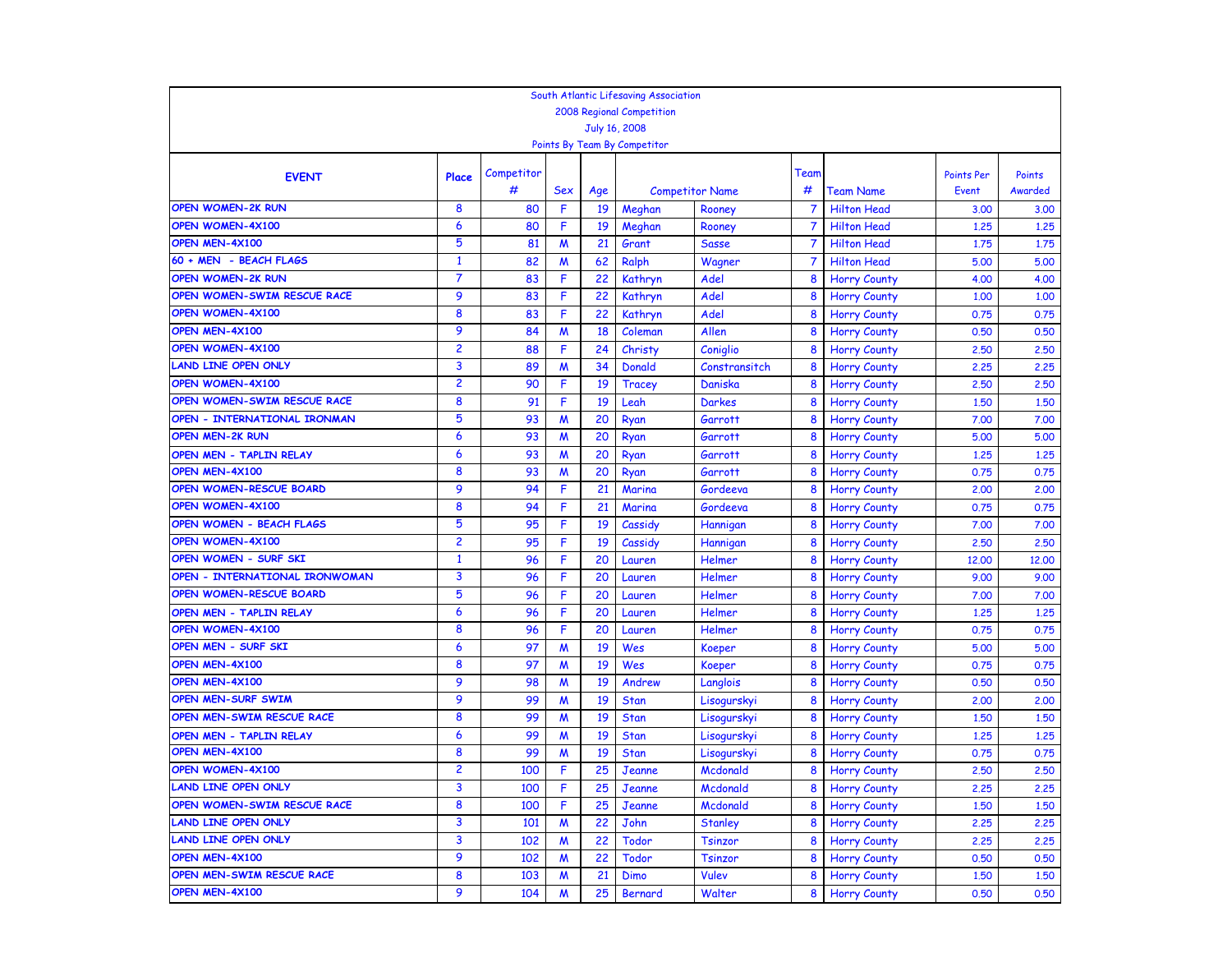South Atlantic Lifesaving Association

2008 Regional Competition

July 16, 2008

Points By Team By Competitor

| EVENT | Place | Competitor # | Sex | Age | Competitor Name | | Team # | Team Name | Points Per Event | Points Awarded |
|---|---|---|---|---|---|---|---|---|---|---|
| OPEN WOMEN-2K RUN | 8 | 80 | F | 19 | Meghan | Rooney | 7 | Hilton Head | 3.00 | 3.00 |
| OPEN WOMEN-4X100 | 6 | 80 | F | 19 | Meghan | Rooney | 7 | Hilton Head | 1.25 | 1.25 |
| OPEN MEN-4X100 | 5 | 81 | M | 21 | Grant | Sasse | 7 | Hilton Head | 1.75 | 1.75 |
| 60 + MEN - BEACH FLAGS | 1 | 82 | M | 62 | Ralph | Wagner | 7 | Hilton Head | 5.00 | 5.00 |
| OPEN WOMEN-2K RUN | 7 | 83 | F | 22 | Kathryn | Adel | 8 | Horry County | 4.00 | 4.00 |
| OPEN WOMEN-SWIM RESCUE RACE | 9 | 83 | F | 22 | Kathryn | Adel | 8 | Horry County | 1.00 | 1.00 |
| OPEN WOMEN-4X100 | 8 | 83 | F | 22 | Kathryn | Adel | 8 | Horry County | 0.75 | 0.75 |
| OPEN MEN-4X100 | 9 | 84 | M | 18 | Coleman | Allen | 8 | Horry County | 0.50 | 0.50 |
| OPEN WOMEN-4X100 | 2 | 88 | F | 24 | Christy | Coniglio | 8 | Horry County | 2.50 | 2.50 |
| LAND LINE OPEN ONLY | 3 | 89 | M | 34 | Donald | Constransitch | 8 | Horry County | 2.25 | 2.25 |
| OPEN WOMEN-4X100 | 2 | 90 | F | 19 | Tracey | Daniska | 8 | Horry County | 2.50 | 2.50 |
| OPEN WOMEN-SWIM RESCUE RACE | 8 | 91 | F | 19 | Leah | Darkes | 8 | Horry County | 1.50 | 1.50 |
| OPEN - INTERNATIONAL IRONMAN | 5 | 93 | M | 20 | Ryan | Garrott | 8 | Horry County | 7.00 | 7.00 |
| OPEN MEN-2K RUN | 6 | 93 | M | 20 | Ryan | Garrott | 8 | Horry County | 5.00 | 5.00 |
| OPEN MEN - TAPLIN RELAY | 6 | 93 | M | 20 | Ryan | Garrott | 8 | Horry County | 1.25 | 1.25 |
| OPEN MEN-4X100 | 8 | 93 | M | 20 | Ryan | Garrott | 8 | Horry County | 0.75 | 0.75 |
| OPEN WOMEN-RESCUE BOARD | 9 | 94 | F | 21 | Marina | Gordeeva | 8 | Horry County | 2.00 | 2.00 |
| OPEN WOMEN-4X100 | 8 | 94 | F | 21 | Marina | Gordeeva | 8 | Horry County | 0.75 | 0.75 |
| OPEN WOMEN - BEACH FLAGS | 5 | 95 | F | 19 | Cassidy | Hannigan | 8 | Horry County | 7.00 | 7.00 |
| OPEN WOMEN-4X100 | 2 | 95 | F | 19 | Cassidy | Hannigan | 8 | Horry County | 2.50 | 2.50 |
| OPEN WOMEN - SURF SKI | 1 | 96 | F | 20 | Lauren | Helmer | 8 | Horry County | 12.00 | 12.00 |
| OPEN - INTERNATIONAL IRONWOMAN | 3 | 96 | F | 20 | Lauren | Helmer | 8 | Horry County | 9.00 | 9.00 |
| OPEN WOMEN-RESCUE BOARD | 5 | 96 | F | 20 | Lauren | Helmer | 8 | Horry County | 7.00 | 7.00 |
| OPEN MEN - TAPLIN RELAY | 6 | 96 | F | 20 | Lauren | Helmer | 8 | Horry County | 1.25 | 1.25 |
| OPEN WOMEN-4X100 | 8 | 96 | F | 20 | Lauren | Helmer | 8 | Horry County | 0.75 | 0.75 |
| OPEN MEN - SURF SKI | 6 | 97 | M | 19 | Wes | Koeper | 8 | Horry County | 5.00 | 5.00 |
| OPEN MEN-4X100 | 8 | 97 | M | 19 | Wes | Koeper | 8 | Horry County | 0.75 | 0.75 |
| OPEN MEN-4X100 | 9 | 98 | M | 19 | Andrew | Langlois | 8 | Horry County | 0.50 | 0.50 |
| OPEN MEN-SURF SWIM | 9 | 99 | M | 19 | Stan | Lisogurskyi | 8 | Horry County | 2.00 | 2.00 |
| OPEN MEN-SWIM RESCUE RACE | 8 | 99 | M | 19 | Stan | Lisogurskyi | 8 | Horry County | 1.50 | 1.50 |
| OPEN MEN - TAPLIN RELAY | 6 | 99 | M | 19 | Stan | Lisogurskyi | 8 | Horry County | 1.25 | 1.25 |
| OPEN MEN-4X100 | 8 | 99 | M | 19 | Stan | Lisogurskyi | 8 | Horry County | 0.75 | 0.75 |
| OPEN WOMEN-4X100 | 2 | 100 | F | 25 | Jeanne | Mcdonald | 8 | Horry County | 2.50 | 2.50 |
| LAND LINE OPEN ONLY | 3 | 100 | F | 25 | Jeanne | Mcdonald | 8 | Horry County | 2.25 | 2.25 |
| OPEN WOMEN-SWIM RESCUE RACE | 8 | 100 | F | 25 | Jeanne | Mcdonald | 8 | Horry County | 1.50 | 1.50 |
| LAND LINE OPEN ONLY | 3 | 101 | M | 22 | John | Stanley | 8 | Horry County | 2.25 | 2.25 |
| LAND LINE OPEN ONLY | 3 | 102 | M | 22 | Todor | Tsinzor | 8 | Horry County | 2.25 | 2.25 |
| OPEN MEN-4X100 | 9 | 102 | M | 22 | Todor | Tsinzor | 8 | Horry County | 0.50 | 0.50 |
| OPEN MEN-SWIM RESCUE RACE | 8 | 103 | M | 21 | Dimo | Vulev | 8 | Horry County | 1.50 | 1.50 |
| OPEN MEN-4X100 | 9 | 104 | M | 25 | Bernard | Walter | 8 | Horry County | 0.50 | 0.50 |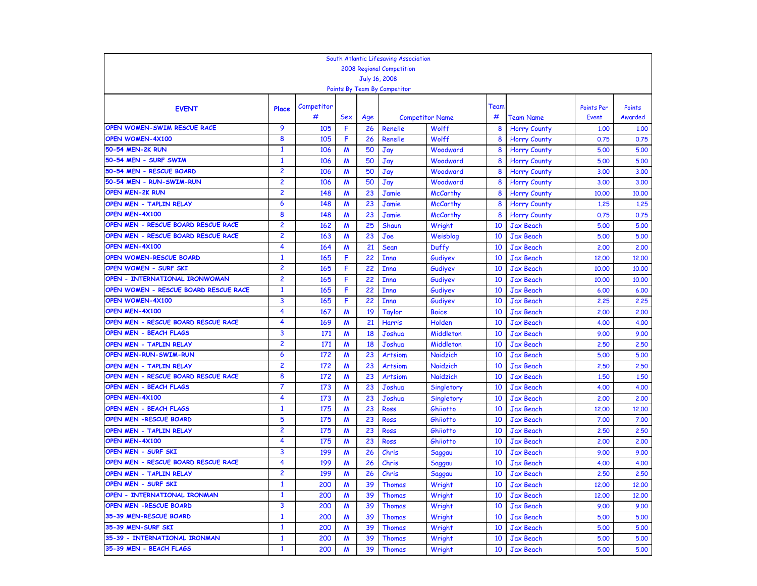South Atlantic Lifesaving Association

2008 Regional Competition

July 16, 2008

Points By Team By Competitor

| EVENT | Place | Competitor # | Sex | Age | Competitor Name | | Team # | Team Name | Points Per Event | Points Awarded |
|---|---|---|---|---|---|---|---|---|---|---|
| OPEN WOMEN-SWIM RESCUE RACE | 9 | 105 | F | 26 | Renelle | Wolff | 8 | Horry County | 1.00 | 1.00 |
| OPEN WOMEN-4X100 | 8 | 105 | F | 26 | Renelle | Wolff | 8 | Horry County | 0.75 | 0.75 |
| 50-54 MEN-2K RUN | 1 | 106 | M | 50 | Jay | Woodward | 8 | Horry County | 5.00 | 5.00 |
| 50-54 MEN - SURF SWIM | 1 | 106 | M | 50 | Jay | Woodward | 8 | Horry County | 5.00 | 5.00 |
| 50-54 MEN - RESCUE BOARD | 2 | 106 | M | 50 | Jay | Woodward | 8 | Horry County | 3.00 | 3.00 |
| 50-54 MEN - RUN-SWIM-RUN | 2 | 106 | M | 50 | Jay | Woodward | 8 | Horry County | 3.00 | 3.00 |
| OPEN MEN-2K RUN | 2 | 148 | M | 23 | Jamie | McCarthy | 8 | Horry County | 10.00 | 10.00 |
| OPEN MEN - TAPLIN RELAY | 6 | 148 | M | 23 | Jamie | McCarthy | 8 | Horry County | 1.25 | 1.25 |
| OPEN MEN-4X100 | 8 | 148 | M | 23 | Jamie | McCarthy | 8 | Horry County | 0.75 | 0.75 |
| OPEN MEN - RESCUE BOARD RESCUE RACE | 2 | 162 | M | 25 | Shaun | Wright | 10 | Jax Beach | 5.00 | 5.00 |
| OPEN MEN - RESCUE BOARD RESCUE RACE | 2 | 163 | M | 23 | Joe | Weisblog | 10 | Jax Beach | 5.00 | 5.00 |
| OPEN MEN-4X100 | 4 | 164 | M | 21 | Sean | Duffy | 10 | Jax Beach | 2.00 | 2.00 |
| OPEN WOMEN-RESCUE BOARD | 1 | 165 | F | 22 | Inna | Gudiyev | 10 | Jax Beach | 12.00 | 12.00 |
| OPEN WOMEN - SURF SKI | 2 | 165 | F | 22 | Inna | Gudiyev | 10 | Jax Beach | 10.00 | 10.00 |
| OPEN - INTERNATIONAL IRONWOMAN | 2 | 165 | F | 22 | Inna | Gudiyev | 10 | Jax Beach | 10.00 | 10.00 |
| OPEN WOMEN - RESCUE BOARD RESCUE RACE | 1 | 165 | F | 22 | Inna | Gudiyev | 10 | Jax Beach | 6.00 | 6.00 |
| OPEN WOMEN-4X100 | 3 | 165 | F | 22 | Inna | Gudiyev | 10 | Jax Beach | 2.25 | 2.25 |
| OPEN MEN-4X100 | 4 | 167 | M | 19 | Taylor | Boice | 10 | Jax Beach | 2.00 | 2.00 |
| OPEN MEN - RESCUE BOARD RESCUE RACE | 4 | 169 | M | 21 | Harris | Holden | 10 | Jax Beach | 4.00 | 4.00 |
| OPEN MEN - BEACH FLAGS | 3 | 171 | M | 18 | Joshua | Middleton | 10 | Jax Beach | 9.00 | 9.00 |
| OPEN MEN - TAPLIN RELAY | 2 | 171 | M | 18 | Joshua | Middleton | 10 | Jax Beach | 2.50 | 2.50 |
| OPEN MEN-RUN-SWIM-RUN | 6 | 172 | M | 23 | Artsiom | Naidzich | 10 | Jax Beach | 5.00 | 5.00 |
| OPEN MEN - TAPLIN RELAY | 2 | 172 | M | 23 | Artsiom | Naidzich | 10 | Jax Beach | 2.50 | 2.50 |
| OPEN MEN - RESCUE BOARD RESCUE RACE | 8 | 172 | M | 23 | Artsiom | Naidzich | 10 | Jax Beach | 1.50 | 1.50 |
| OPEN MEN - BEACH FLAGS | 7 | 173 | M | 23 | Joshua | Singletory | 10 | Jax Beach | 4.00 | 4.00 |
| OPEN MEN-4X100 | 4 | 173 | M | 23 | Joshua | Singletory | 10 | Jax Beach | 2.00 | 2.00 |
| OPEN MEN - BEACH FLAGS | 1 | 175 | M | 23 | Ross | Ghiiotto | 10 | Jax Beach | 12.00 | 12.00 |
| OPEN MEN -RESCUE BOARD | 5 | 175 | M | 23 | Ross | Ghiiotto | 10 | Jax Beach | 7.00 | 7.00 |
| OPEN MEN - TAPLIN RELAY | 2 | 175 | M | 23 | Ross | Ghiiotto | 10 | Jax Beach | 2.50 | 2.50 |
| OPEN MEN-4X100 | 4 | 175 | M | 23 | Ross | Ghiiotto | 10 | Jax Beach | 2.00 | 2.00 |
| OPEN MEN - SURF SKI | 3 | 199 | M | 26 | Chris | Saggau | 10 | Jax Beach | 9.00 | 9.00 |
| OPEN MEN - RESCUE BOARD RESCUE RACE | 4 | 199 | M | 26 | Chris | Saggau | 10 | Jax Beach | 4.00 | 4.00 |
| OPEN MEN - TAPLIN RELAY | 2 | 199 | M | 26 | Chris | Saggau | 10 | Jax Beach | 2.50 | 2.50 |
| OPEN MEN - SURF SKI | 1 | 200 | M | 39 | Thomas | Wright | 10 | Jax Beach | 12.00 | 12.00 |
| OPEN - INTERNATIONAL IRONMAN | 1 | 200 | M | 39 | Thomas | Wright | 10 | Jax Beach | 12.00 | 12.00 |
| OPEN MEN -RESCUE BOARD | 3 | 200 | M | 39 | Thomas | Wright | 10 | Jax Beach | 9.00 | 9.00 |
| 35-39 MEN-RESCUE BOARD | 1 | 200 | M | 39 | Thomas | Wright | 10 | Jax Beach | 5.00 | 5.00 |
| 35-39 MEN-SURF SKI | 1 | 200 | M | 39 | Thomas | Wright | 10 | Jax Beach | 5.00 | 5.00 |
| 35-39 - INTERNATIONAL IRONMAN | 1 | 200 | M | 39 | Thomas | Wright | 10 | Jax Beach | 5.00 | 5.00 |
| 35-39 MEN - BEACH FLAGS | 1 | 200 | M | 39 | Thomas | Wright | 10 | Jax Beach | 5.00 | 5.00 |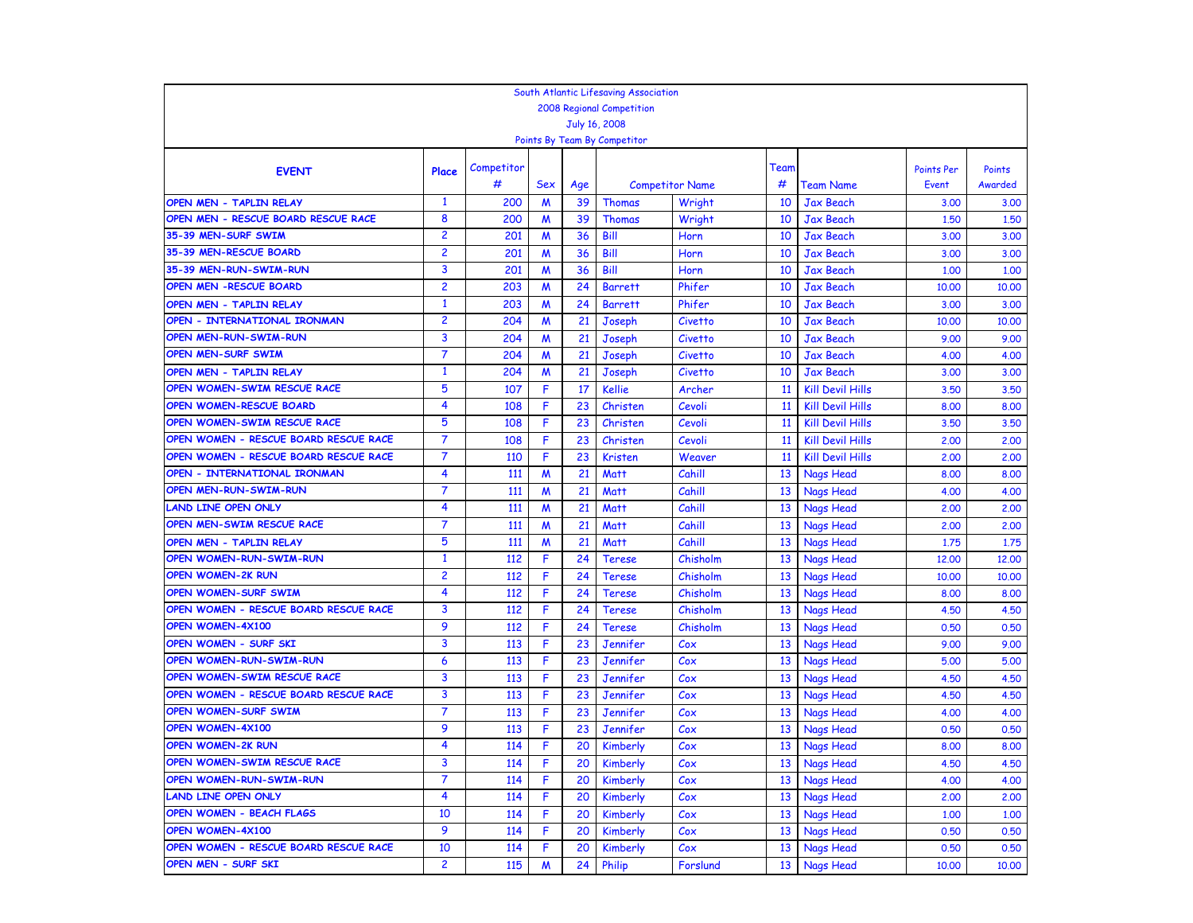South Atlantic Lifesaving Association
2008 Regional Competition
July 16, 2008
Points By Team By Competitor

| EVENT | Place | Competitor # | Sex | Age | Competitor Name | | Team # | Team Name | Points Per Event | Points Awarded |
|---|---|---|---|---|---|---|---|---|---|---|
| OPEN MEN - TAPLIN RELAY | 1 | 200 | M | 39 | Thomas | Wright | 10 | Jax Beach | 3.00 | 3.00 |
| OPEN MEN - RESCUE BOARD RESCUE RACE | 8 | 200 | M | 39 | Thomas | Wright | 10 | Jax Beach | 1.50 | 1.50 |
| 35-39 MEN-SURF SWIM | 2 | 201 | M | 36 | Bill | Horn | 10 | Jax Beach | 3.00 | 3.00 |
| 35-39 MEN-RESCUE BOARD | 2 | 201 | M | 36 | Bill | Horn | 10 | Jax Beach | 3.00 | 3.00 |
| 35-39 MEN-RUN-SWIM-RUN | 3 | 201 | M | 36 | Bill | Horn | 10 | Jax Beach | 1.00 | 1.00 |
| OPEN MEN -RESCUE BOARD | 2 | 203 | M | 24 | Barrett | Phifer | 10 | Jax Beach | 10.00 | 10.00 |
| OPEN MEN - TAPLIN RELAY | 1 | 203 | M | 24 | Barrett | Phifer | 10 | Jax Beach | 3.00 | 3.00 |
| OPEN - INTERNATIONAL IRONMAN | 2 | 204 | M | 21 | Joseph | Civetto | 10 | Jax Beach | 10.00 | 10.00 |
| OPEN MEN-RUN-SWIM-RUN | 3 | 204 | M | 21 | Joseph | Civetto | 10 | Jax Beach | 9.00 | 9.00 |
| OPEN MEN-SURF SWIM | 7 | 204 | M | 21 | Joseph | Civetto | 10 | Jax Beach | 4.00 | 4.00 |
| OPEN MEN - TAPLIN RELAY | 1 | 204 | M | 21 | Joseph | Civetto | 10 | Jax Beach | 3.00 | 3.00 |
| OPEN WOMEN-SWIM RESCUE RACE | 5 | 107 | F | 17 | Kellie | Archer | 11 | Kill Devil Hills | 3.50 | 3.50 |
| OPEN WOMEN-RESCUE BOARD | 4 | 108 | F | 23 | Christen | Cevoli | 11 | Kill Devil Hills | 8.00 | 8.00 |
| OPEN WOMEN-SWIM RESCUE RACE | 5 | 108 | F | 23 | Christen | Cevoli | 11 | Kill Devil Hills | 3.50 | 3.50 |
| OPEN WOMEN - RESCUE BOARD RESCUE RACE | 7 | 108 | F | 23 | Christen | Cevoli | 11 | Kill Devil Hills | 2.00 | 2.00 |
| OPEN WOMEN - RESCUE BOARD RESCUE RACE | 7 | 110 | F | 23 | Kristen | Weaver | 11 | Kill Devil Hills | 2.00 | 2.00 |
| OPEN - INTERNATIONAL IRONMAN | 4 | 111 | M | 21 | Matt | Cahill | 13 | Nags Head | 8.00 | 8.00 |
| OPEN MEN-RUN-SWIM-RUN | 7 | 111 | M | 21 | Matt | Cahill | 13 | Nags Head | 4.00 | 4.00 |
| LAND LINE OPEN ONLY | 4 | 111 | M | 21 | Matt | Cahill | 13 | Nags Head | 2.00 | 2.00 |
| OPEN MEN-SWIM RESCUE RACE | 7 | 111 | M | 21 | Matt | Cahill | 13 | Nags Head | 2.00 | 2.00 |
| OPEN MEN - TAPLIN RELAY | 5 | 111 | M | 21 | Matt | Cahill | 13 | Nags Head | 1.75 | 1.75 |
| OPEN WOMEN-RUN-SWIM-RUN | 1 | 112 | F | 24 | Terese | Chisholm | 13 | Nags Head | 12.00 | 12.00 |
| OPEN WOMEN-2K RUN | 2 | 112 | F | 24 | Terese | Chisholm | 13 | Nags Head | 10.00 | 10.00 |
| OPEN WOMEN-SURF SWIM | 4 | 112 | F | 24 | Terese | Chisholm | 13 | Nags Head | 8.00 | 8.00 |
| OPEN WOMEN - RESCUE BOARD RESCUE RACE | 3 | 112 | F | 24 | Terese | Chisholm | 13 | Nags Head | 4.50 | 4.50 |
| OPEN WOMEN-4X100 | 9 | 112 | F | 24 | Terese | Chisholm | 13 | Nags Head | 0.50 | 0.50 |
| OPEN WOMEN - SURF SKI | 3 | 113 | F | 23 | Jennifer | Cox | 13 | Nags Head | 9.00 | 9.00 |
| OPEN WOMEN-RUN-SWIM-RUN | 6 | 113 | F | 23 | Jennifer | Cox | 13 | Nags Head | 5.00 | 5.00 |
| OPEN WOMEN-SWIM RESCUE RACE | 3 | 113 | F | 23 | Jennifer | Cox | 13 | Nags Head | 4.50 | 4.50 |
| OPEN WOMEN - RESCUE BOARD RESCUE RACE | 3 | 113 | F | 23 | Jennifer | Cox | 13 | Nags Head | 4.50 | 4.50 |
| OPEN WOMEN-SURF SWIM | 7 | 113 | F | 23 | Jennifer | Cox | 13 | Nags Head | 4.00 | 4.00 |
| OPEN WOMEN-4X100 | 9 | 113 | F | 23 | Jennifer | Cox | 13 | Nags Head | 0.50 | 0.50 |
| OPEN WOMEN-2K RUN | 4 | 114 | F | 20 | Kimberly | Cox | 13 | Nags Head | 8.00 | 8.00 |
| OPEN WOMEN-SWIM RESCUE RACE | 3 | 114 | F | 20 | Kimberly | Cox | 13 | Nags Head | 4.50 | 4.50 |
| OPEN WOMEN-RUN-SWIM-RUN | 7 | 114 | F | 20 | Kimberly | Cox | 13 | Nags Head | 4.00 | 4.00 |
| LAND LINE OPEN ONLY | 4 | 114 | F | 20 | Kimberly | Cox | 13 | Nags Head | 2.00 | 2.00 |
| OPEN WOMEN - BEACH FLAGS | 10 | 114 | F | 20 | Kimberly | Cox | 13 | Nags Head | 1.00 | 1.00 |
| OPEN WOMEN-4X100 | 9 | 114 | F | 20 | Kimberly | Cox | 13 | Nags Head | 0.50 | 0.50 |
| OPEN WOMEN - RESCUE BOARD RESCUE RACE | 10 | 114 | F | 20 | Kimberly | Cox | 13 | Nags Head | 0.50 | 0.50 |
| OPEN MEN - SURF SKI | 2 | 115 | M | 24 | Philip | Forslund | 13 | Nags Head | 10.00 | 10.00 |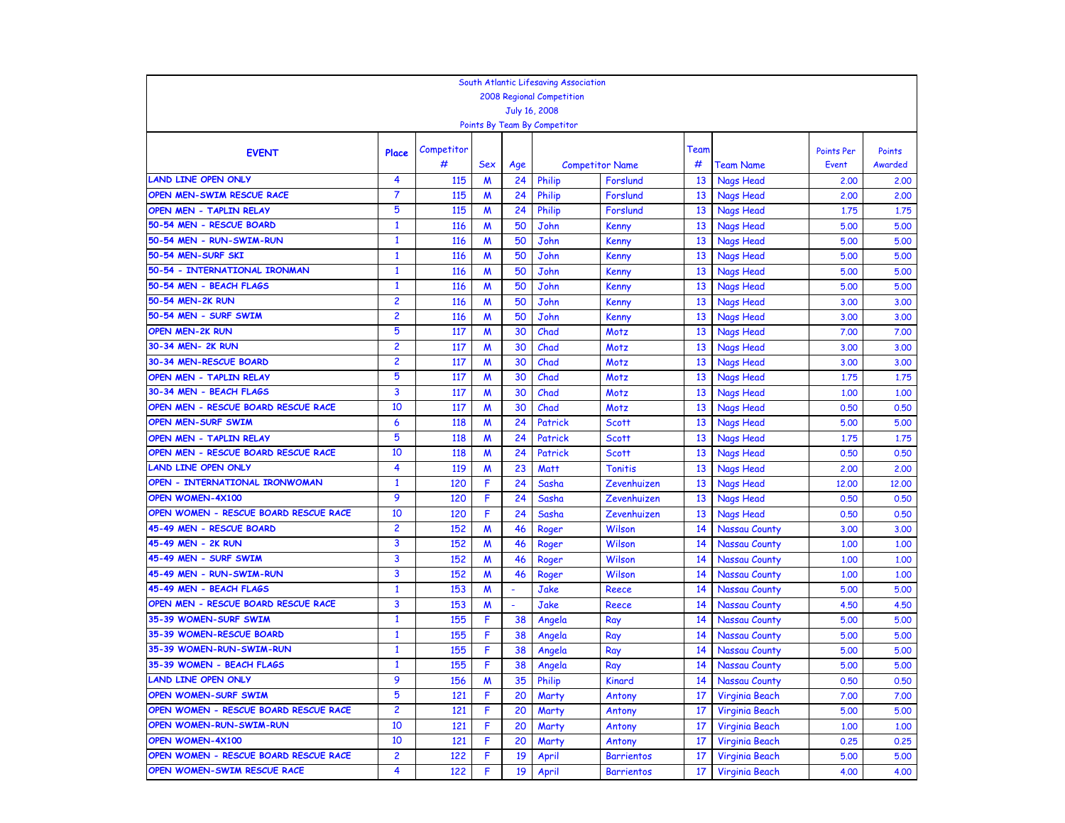South Atlantic Lifesaving Association

2008 Regional Competition

July 16, 2008

Points By Team By Competitor

| EVENT | Place | Competitor # | Sex | Age | Competitor Name | | Team # | Team Name | Points Per Event | Points Awarded |
|---|---|---|---|---|---|---|---|---|---|---|
| LAND LINE OPEN ONLY | 4 | 115 | M | 24 | Philip | Forslund | 13 | Nags Head | 2.00 | 2.00 |
| OPEN MEN-SWIM RESCUE RACE | 7 | 115 | M | 24 | Philip | Forslund | 13 | Nags Head | 2.00 | 2.00 |
| OPEN MEN - TAPLIN RELAY | 5 | 115 | M | 24 | Philip | Forslund | 13 | Nags Head | 1.75 | 1.75 |
| 50-54 MEN - RESCUE BOARD | 1 | 116 | M | 50 | John | Kenny | 13 | Nags Head | 5.00 | 5.00 |
| 50-54 MEN - RUN-SWIM-RUN | 1 | 116 | M | 50 | John | Kenny | 13 | Nags Head | 5.00 | 5.00 |
| 50-54 MEN-SURF SKI | 1 | 116 | M | 50 | John | Kenny | 13 | Nags Head | 5.00 | 5.00 |
| 50-54 - INTERNATIONAL IRONMAN | 1 | 116 | M | 50 | John | Kenny | 13 | Nags Head | 5.00 | 5.00 |
| 50-54 MEN - BEACH FLAGS | 1 | 116 | M | 50 | John | Kenny | 13 | Nags Head | 5.00 | 5.00 |
| 50-54 MEN-2K RUN | 2 | 116 | M | 50 | John | Kenny | 13 | Nags Head | 3.00 | 3.00 |
| 50-54 MEN - SURF SWIM | 2 | 116 | M | 50 | John | Kenny | 13 | Nags Head | 3.00 | 3.00 |
| OPEN MEN-2K RUN | 5 | 117 | M | 30 | Chad | Motz | 13 | Nags Head | 7.00 | 7.00 |
| 30-34 MEN- 2K RUN | 2 | 117 | M | 30 | Chad | Motz | 13 | Nags Head | 3.00 | 3.00 |
| 30-34 MEN-RESCUE BOARD | 2 | 117 | M | 30 | Chad | Motz | 13 | Nags Head | 3.00 | 3.00 |
| OPEN MEN - TAPLIN RELAY | 5 | 117 | M | 30 | Chad | Motz | 13 | Nags Head | 1.75 | 1.75 |
| 30-34 MEN - BEACH FLAGS | 3 | 117 | M | 30 | Chad | Motz | 13 | Nags Head | 1.00 | 1.00 |
| OPEN MEN - RESCUE BOARD RESCUE RACE | 10 | 117 | M | 30 | Chad | Motz | 13 | Nags Head | 0.50 | 0.50 |
| OPEN MEN-SURF SWIM | 6 | 118 | M | 24 | Patrick | Scott | 13 | Nags Head | 5.00 | 5.00 |
| OPEN MEN - TAPLIN RELAY | 5 | 118 | M | 24 | Patrick | Scott | 13 | Nags Head | 1.75 | 1.75 |
| OPEN MEN - RESCUE BOARD RESCUE RACE | 10 | 118 | M | 24 | Patrick | Scott | 13 | Nags Head | 0.50 | 0.50 |
| LAND LINE OPEN ONLY | 4 | 119 | M | 23 | Matt | Tonitis | 13 | Nags Head | 2.00 | 2.00 |
| OPEN - INTERNATIONAL IRONWOMAN | 1 | 120 | F | 24 | Sasha | Zevenhuizen | 13 | Nags Head | 12.00 | 12.00 |
| OPEN WOMEN-4X100 | 9 | 120 | F | 24 | Sasha | Zevenhuizen | 13 | Nags Head | 0.50 | 0.50 |
| OPEN WOMEN - RESCUE BOARD RESCUE RACE | 10 | 120 | F | 24 | Sasha | Zevenhuizen | 13 | Nags Head | 0.50 | 0.50 |
| 45-49 MEN - RESCUE BOARD | 2 | 152 | M | 46 | Roger | Wilson | 14 | Nassau County | 3.00 | 3.00 |
| 45-49 MEN - 2K RUN | 3 | 152 | M | 46 | Roger | Wilson | 14 | Nassau County | 1.00 | 1.00 |
| 45-49 MEN - SURF SWIM | 3 | 152 | M | 46 | Roger | Wilson | 14 | Nassau County | 1.00 | 1.00 |
| 45-49 MEN - RUN-SWIM-RUN | 3 | 152 | M | 46 | Roger | Wilson | 14 | Nassau County | 1.00 | 1.00 |
| 45-49 MEN - BEACH FLAGS | 1 | 153 | M | - | Jake | Reece | 14 | Nassau County | 5.00 | 5.00 |
| OPEN MEN - RESCUE BOARD RESCUE RACE | 3 | 153 | M | - | Jake | Reece | 14 | Nassau County | 4.50 | 4.50 |
| 35-39 WOMEN-SURF SWIM | 1 | 155 | F | 38 | Angela | Ray | 14 | Nassau County | 5.00 | 5.00 |
| 35-39 WOMEN-RESCUE BOARD | 1 | 155 | F | 38 | Angela | Ray | 14 | Nassau County | 5.00 | 5.00 |
| 35-39 WOMEN-RUN-SWIM-RUN | 1 | 155 | F | 38 | Angela | Ray | 14 | Nassau County | 5.00 | 5.00 |
| 35-39 WOMEN - BEACH FLAGS | 1 | 155 | F | 38 | Angela | Ray | 14 | Nassau County | 5.00 | 5.00 |
| LAND LINE OPEN ONLY | 9 | 156 | M | 35 | Philip | Kinard | 14 | Nassau County | 0.50 | 0.50 |
| OPEN WOMEN-SURF SWIM | 5 | 121 | F | 20 | Marty | Antony | 17 | Virginia Beach | 7.00 | 7.00 |
| OPEN WOMEN - RESCUE BOARD RESCUE RACE | 2 | 121 | F | 20 | Marty | Antony | 17 | Virginia Beach | 5.00 | 5.00 |
| OPEN WOMEN-RUN-SWIM-RUN | 10 | 121 | F | 20 | Marty | Antony | 17 | Virginia Beach | 1.00 | 1.00 |
| OPEN WOMEN-4X100 | 10 | 121 | F | 20 | Marty | Antony | 17 | Virginia Beach | 0.25 | 0.25 |
| OPEN WOMEN - RESCUE BOARD RESCUE RACE | 2 | 122 | F | 19 | April | Barrientos | 17 | Virginia Beach | 5.00 | 5.00 |
| OPEN WOMEN-SWIM RESCUE RACE | 4 | 122 | F | 19 | April | Barrientos | 17 | Virginia Beach | 4.00 | 4.00 |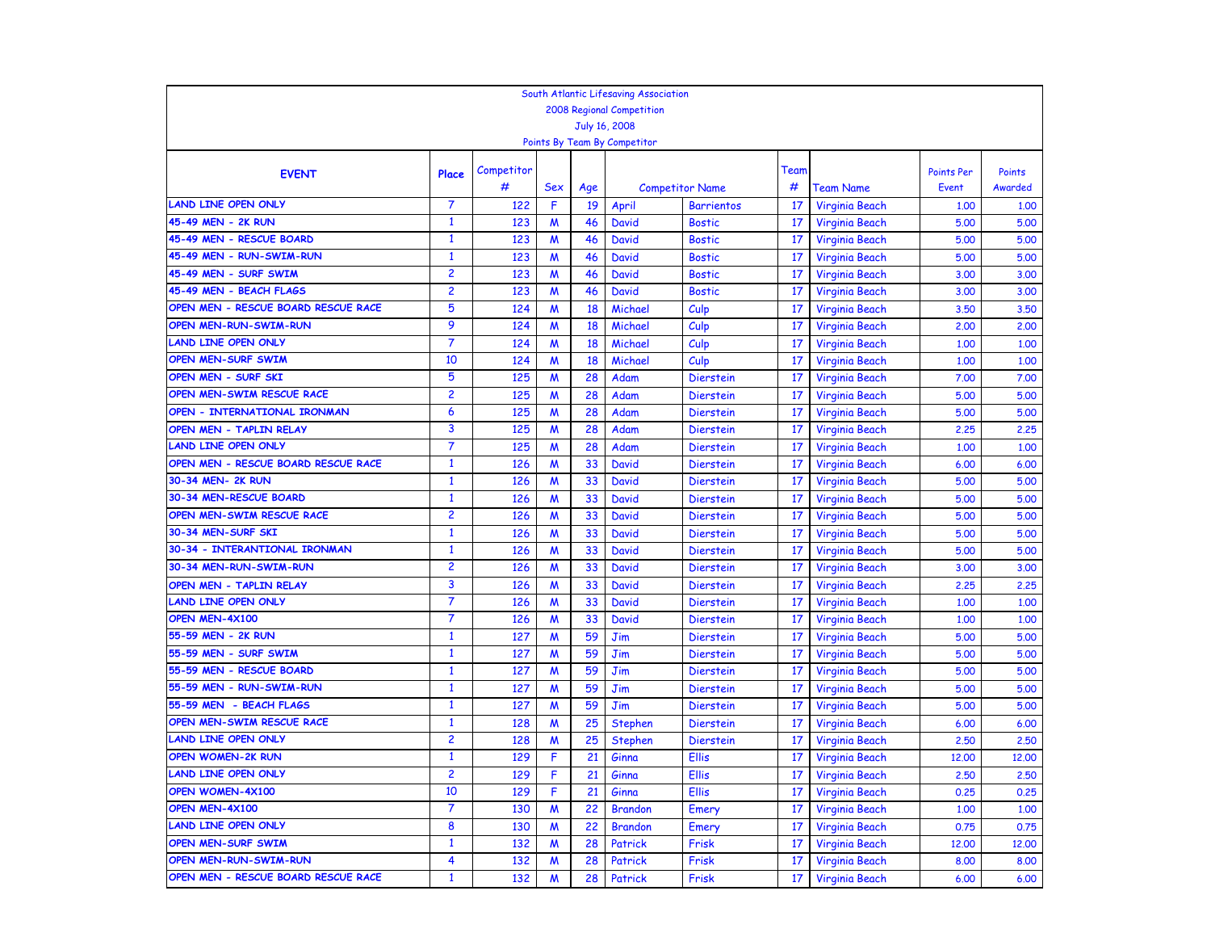South Atlantic Lifesaving Association

2008 Regional Competition

July 16, 2008

Points By Team By Competitor

| EVENT | Place | Competitor # | Sex | Age | Competitor Name | | Team # | Team Name | Points Per Event | Points Awarded |
|---|---|---|---|---|---|---|---|---|---|---|
| LAND LINE OPEN ONLY | 7 | 122 | F | 19 | April | Barrientos | 17 | Virginia Beach | 1.00 | 1.00 |
| 45-49 MEN - 2K RUN | 1 | 123 | M | 46 | David | Bostic | 17 | Virginia Beach | 5.00 | 5.00 |
| 45-49 MEN - RESCUE BOARD | 1 | 123 | M | 46 | David | Bostic | 17 | Virginia Beach | 5.00 | 5.00 |
| 45-49 MEN - RUN-SWIM-RUN | 1 | 123 | M | 46 | David | Bostic | 17 | Virginia Beach | 5.00 | 5.00 |
| 45-49 MEN - SURF SWIM | 2 | 123 | M | 46 | David | Bostic | 17 | Virginia Beach | 3.00 | 3.00 |
| 45-49 MEN - BEACH FLAGS | 2 | 123 | M | 46 | David | Bostic | 17 | Virginia Beach | 3.00 | 3.00 |
| OPEN MEN - RESCUE BOARD RESCUE RACE | 5 | 124 | M | 18 | Michael | Culp | 17 | Virginia Beach | 3.50 | 3.50 |
| OPEN MEN-RUN-SWIM-RUN | 9 | 124 | M | 18 | Michael | Culp | 17 | Virginia Beach | 2.00 | 2.00 |
| LAND LINE OPEN ONLY | 7 | 124 | M | 18 | Michael | Culp | 17 | Virginia Beach | 1.00 | 1.00 |
| OPEN MEN-SURF SWIM | 10 | 124 | M | 18 | Michael | Culp | 17 | Virginia Beach | 1.00 | 1.00 |
| OPEN MEN - SURF SKI | 5 | 125 | M | 28 | Adam | Dierstein | 17 | Virginia Beach | 7.00 | 7.00 |
| OPEN MEN-SWIM RESCUE RACE | 2 | 125 | M | 28 | Adam | Dierstein | 17 | Virginia Beach | 5.00 | 5.00 |
| OPEN - INTERNATIONAL IRONMAN | 6 | 125 | M | 28 | Adam | Dierstein | 17 | Virginia Beach | 5.00 | 5.00 |
| OPEN MEN - TAPLIN RELAY | 3 | 125 | M | 28 | Adam | Dierstein | 17 | Virginia Beach | 2.25 | 2.25 |
| LAND LINE OPEN ONLY | 7 | 125 | M | 28 | Adam | Dierstein | 17 | Virginia Beach | 1.00 | 1.00 |
| OPEN MEN - RESCUE BOARD RESCUE RACE | 1 | 126 | M | 33 | David | Dierstein | 17 | Virginia Beach | 6.00 | 6.00 |
| 30-34 MEN- 2K RUN | 1 | 126 | M | 33 | David | Dierstein | 17 | Virginia Beach | 5.00 | 5.00 |
| 30-34 MEN-RESCUE BOARD | 1 | 126 | M | 33 | David | Dierstein | 17 | Virginia Beach | 5.00 | 5.00 |
| OPEN MEN-SWIM RESCUE RACE | 2 | 126 | M | 33 | David | Dierstein | 17 | Virginia Beach | 5.00 | 5.00 |
| 30-34 MEN-SURF SKI | 1 | 126 | M | 33 | David | Dierstein | 17 | Virginia Beach | 5.00 | 5.00 |
| 30-34 - INTERANTIONAL IRONMAN | 1 | 126 | M | 33 | David | Dierstein | 17 | Virginia Beach | 5.00 | 5.00 |
| 30-34 MEN-RUN-SWIM-RUN | 2 | 126 | M | 33 | David | Dierstein | 17 | Virginia Beach | 3.00 | 3.00 |
| OPEN MEN - TAPLIN RELAY | 3 | 126 | M | 33 | David | Dierstein | 17 | Virginia Beach | 2.25 | 2.25 |
| LAND LINE OPEN ONLY | 7 | 126 | M | 33 | David | Dierstein | 17 | Virginia Beach | 1.00 | 1.00 |
| OPEN MEN-4X100 | 7 | 126 | M | 33 | David | Dierstein | 17 | Virginia Beach | 1.00 | 1.00 |
| 55-59 MEN - 2K RUN | 1 | 127 | M | 59 | Jim | Dierstein | 17 | Virginia Beach | 5.00 | 5.00 |
| 55-59 MEN - SURF SWIM | 1 | 127 | M | 59 | Jim | Dierstein | 17 | Virginia Beach | 5.00 | 5.00 |
| 55-59 MEN - RESCUE BOARD | 1 | 127 | M | 59 | Jim | Dierstein | 17 | Virginia Beach | 5.00 | 5.00 |
| 55-59 MEN - RUN-SWIM-RUN | 1 | 127 | M | 59 | Jim | Dierstein | 17 | Virginia Beach | 5.00 | 5.00 |
| 55-59 MEN - BEACH FLAGS | 1 | 127 | M | 59 | Jim | Dierstein | 17 | Virginia Beach | 5.00 | 5.00 |
| OPEN MEN-SWIM RESCUE RACE | 1 | 128 | M | 25 | Stephen | Dierstein | 17 | Virginia Beach | 6.00 | 6.00 |
| LAND LINE OPEN ONLY | 2 | 128 | M | 25 | Stephen | Dierstein | 17 | Virginia Beach | 2.50 | 2.50 |
| OPEN WOMEN-2K RUN | 1 | 129 | F | 21 | Ginna | Ellis | 17 | Virginia Beach | 12.00 | 12.00 |
| LAND LINE OPEN ONLY | 2 | 129 | F | 21 | Ginna | Ellis | 17 | Virginia Beach | 2.50 | 2.50 |
| OPEN WOMEN-4X100 | 10 | 129 | F | 21 | Ginna | Ellis | 17 | Virginia Beach | 0.25 | 0.25 |
| OPEN MEN-4X100 | 7 | 130 | M | 22 | Brandon | Emery | 17 | Virginia Beach | 1.00 | 1.00 |
| LAND LINE OPEN ONLY | 8 | 130 | M | 22 | Brandon | Emery | 17 | Virginia Beach | 0.75 | 0.75 |
| OPEN MEN-SURF SWIM | 1 | 132 | M | 28 | Patrick | Frisk | 17 | Virginia Beach | 12.00 | 12.00 |
| OPEN MEN-RUN-SWIM-RUN | 4 | 132 | M | 28 | Patrick | Frisk | 17 | Virginia Beach | 8.00 | 8.00 |
| OPEN MEN - RESCUE BOARD RESCUE RACE | 1 | 132 | M | 28 | Patrick | Frisk | 17 | Virginia Beach | 6.00 | 6.00 |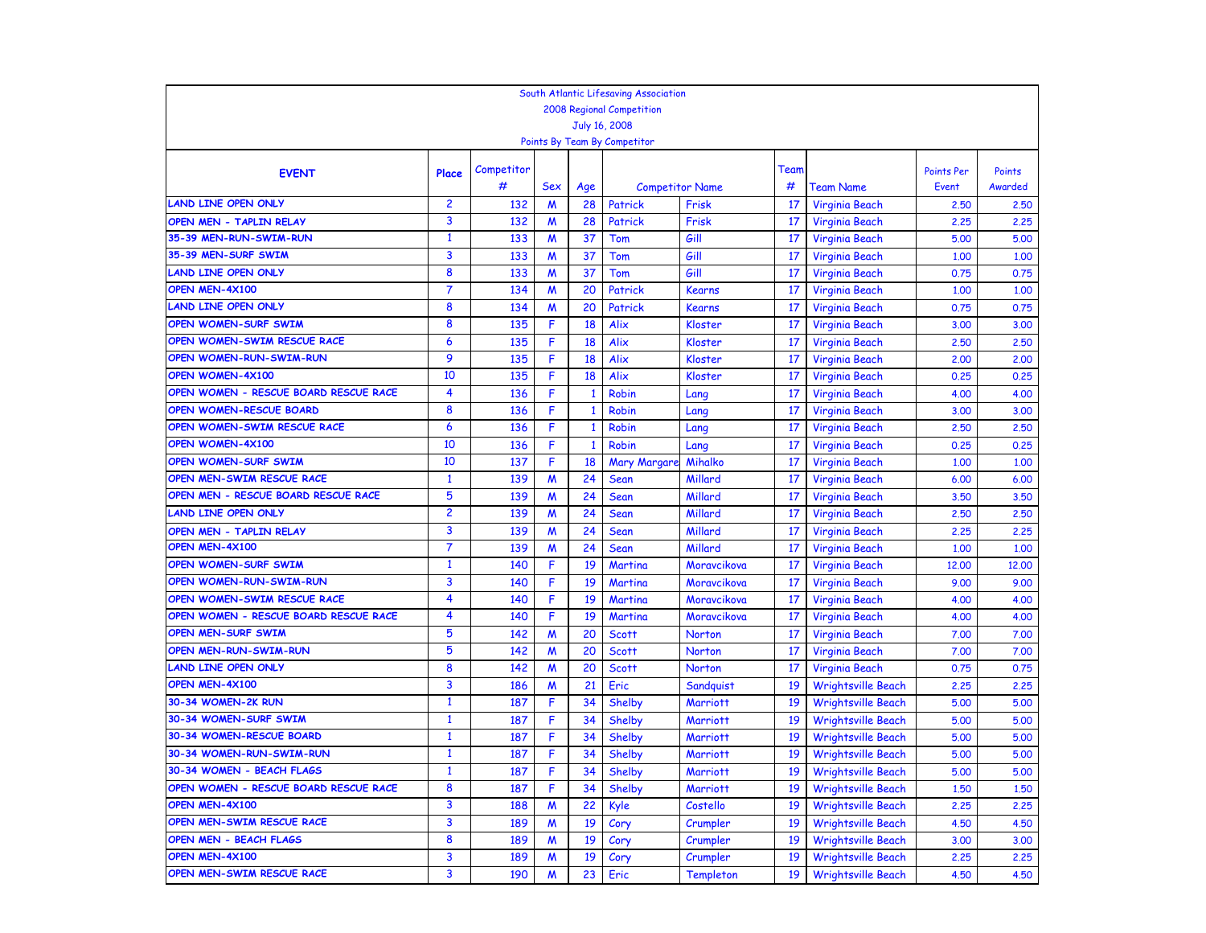South Atlantic Lifesaving Association

2008 Regional Competition

July 16, 2008

Points By Team By Competitor

| EVENT | Place | Competitor # | Sex | Age | Competitor Name | | Team # | Team Name | Points Per Event | Points Awarded |
|---|---|---|---|---|---|---|---|---|---|---|
| LAND LINE OPEN ONLY | 2 | 132 | M | 28 | Patrick | Frisk | 17 | Virginia Beach | 2.50 | 2.50 |
| OPEN MEN - TAPLIN RELAY | 3 | 132 | M | 28 | Patrick | Frisk | 17 | Virginia Beach | 2.25 | 2.25 |
| 35-39 MEN-RUN-SWIM-RUN | 1 | 133 | M | 37 | Tom | Gill | 17 | Virginia Beach | 5.00 | 5.00 |
| 35-39 MEN-SURF SWIM | 3 | 133 | M | 37 | Tom | Gill | 17 | Virginia Beach | 1.00 | 1.00 |
| LAND LINE OPEN ONLY | 8 | 133 | M | 37 | Tom | Gill | 17 | Virginia Beach | 0.75 | 0.75 |
| OPEN MEN-4X100 | 7 | 134 | M | 20 | Patrick | Kearns | 17 | Virginia Beach | 1.00 | 1.00 |
| LAND LINE OPEN ONLY | 8 | 134 | M | 20 | Patrick | Kearns | 17 | Virginia Beach | 0.75 | 0.75 |
| OPEN WOMEN-SURF SWIM | 8 | 135 | F | 18 | Alix | Kloster | 17 | Virginia Beach | 3.00 | 3.00 |
| OPEN WOMEN-SWIM RESCUE RACE | 6 | 135 | F | 18 | Alix | Kloster | 17 | Virginia Beach | 2.50 | 2.50 |
| OPEN WOMEN-RUN-SWIM-RUN | 9 | 135 | F | 18 | Alix | Kloster | 17 | Virginia Beach | 2.00 | 2.00 |
| OPEN WOMEN-4X100 | 10 | 135 | F | 18 | Alix | Kloster | 17 | Virginia Beach | 0.25 | 0.25 |
| OPEN WOMEN - RESCUE BOARD RESCUE RACE | 4 | 136 | F | 1 | Robin | Lang | 17 | Virginia Beach | 4.00 | 4.00 |
| OPEN WOMEN-RESCUE BOARD | 8 | 136 | F | 1 | Robin | Lang | 17 | Virginia Beach | 3.00 | 3.00 |
| OPEN WOMEN-SWIM RESCUE RACE | 6 | 136 | F | 1 | Robin | Lang | 17 | Virginia Beach | 2.50 | 2.50 |
| OPEN WOMEN-4X100 | 10 | 136 | F | 1 | Robin | Lang | 17 | Virginia Beach | 0.25 | 0.25 |
| OPEN WOMEN-SURF SWIM | 10 | 137 | F | 18 | Mary Margare | Mihalko | 17 | Virginia Beach | 1.00 | 1.00 |
| OPEN MEN-SWIM RESCUE RACE | 1 | 139 | M | 24 | Sean | Millard | 17 | Virginia Beach | 6.00 | 6.00 |
| OPEN MEN - RESCUE BOARD RESCUE RACE | 5 | 139 | M | 24 | Sean | Millard | 17 | Virginia Beach | 3.50 | 3.50 |
| LAND LINE OPEN ONLY | 2 | 139 | M | 24 | Sean | Millard | 17 | Virginia Beach | 2.50 | 2.50 |
| OPEN MEN - TAPLIN RELAY | 3 | 139 | M | 24 | Sean | Millard | 17 | Virginia Beach | 2.25 | 2.25 |
| OPEN MEN-4X100 | 7 | 139 | M | 24 | Sean | Millard | 17 | Virginia Beach | 1.00 | 1.00 |
| OPEN WOMEN-SURF SWIM | 1 | 140 | F | 19 | Martina | Moravcikova | 17 | Virginia Beach | 12.00 | 12.00 |
| OPEN WOMEN-RUN-SWIM-RUN | 3 | 140 | F | 19 | Martina | Moravcikova | 17 | Virginia Beach | 9.00 | 9.00 |
| OPEN WOMEN-SWIM RESCUE RACE | 4 | 140 | F | 19 | Martina | Moravcikova | 17 | Virginia Beach | 4.00 | 4.00 |
| OPEN WOMEN - RESCUE BOARD RESCUE RACE | 4 | 140 | F | 19 | Martina | Moravcikova | 17 | Virginia Beach | 4.00 | 4.00 |
| OPEN MEN-SURF SWIM | 5 | 142 | M | 20 | Scott | Norton | 17 | Virginia Beach | 7.00 | 7.00 |
| OPEN MEN-RUN-SWIM-RUN | 5 | 142 | M | 20 | Scott | Norton | 17 | Virginia Beach | 7.00 | 7.00 |
| LAND LINE OPEN ONLY | 8 | 142 | M | 20 | Scott | Norton | 17 | Virginia Beach | 0.75 | 0.75 |
| OPEN MEN-4X100 | 3 | 186 | M | 21 | Eric | Sandquist | 19 | Wrightsville Beach | 2.25 | 2.25 |
| 30-34 WOMEN-2K RUN | 1 | 187 | F | 34 | Shelby | Marriott | 19 | Wrightsville Beach | 5.00 | 5.00 |
| 30-34 WOMEN-SURF SWIM | 1 | 187 | F | 34 | Shelby | Marriott | 19 | Wrightsville Beach | 5.00 | 5.00 |
| 30-34 WOMEN-RESCUE BOARD | 1 | 187 | F | 34 | Shelby | Marriott | 19 | Wrightsville Beach | 5.00 | 5.00 |
| 30-34 WOMEN-RUN-SWIM-RUN | 1 | 187 | F | 34 | Shelby | Marriott | 19 | Wrightsville Beach | 5.00 | 5.00 |
| 30-34 WOMEN - BEACH FLAGS | 1 | 187 | F | 34 | Shelby | Marriott | 19 | Wrightsville Beach | 5.00 | 5.00 |
| OPEN WOMEN - RESCUE BOARD RESCUE RACE | 8 | 187 | F | 34 | Shelby | Marriott | 19 | Wrightsville Beach | 1.50 | 1.50 |
| OPEN MEN-4X100 | 3 | 188 | M | 22 | Kyle | Costello | 19 | Wrightsville Beach | 2.25 | 2.25 |
| OPEN MEN-SWIM RESCUE RACE | 3 | 189 | M | 19 | Cory | Crumpler | 19 | Wrightsville Beach | 4.50 | 4.50 |
| OPEN MEN - BEACH FLAGS | 8 | 189 | M | 19 | Cory | Crumpler | 19 | Wrightsville Beach | 3.00 | 3.00 |
| OPEN MEN-4X100 | 3 | 189 | M | 19 | Cory | Crumpler | 19 | Wrightsville Beach | 2.25 | 2.25 |
| OPEN MEN-SWIM RESCUE RACE | 3 | 190 | M | 23 | Eric | Templeton | 19 | Wrightsville Beach | 4.50 | 4.50 |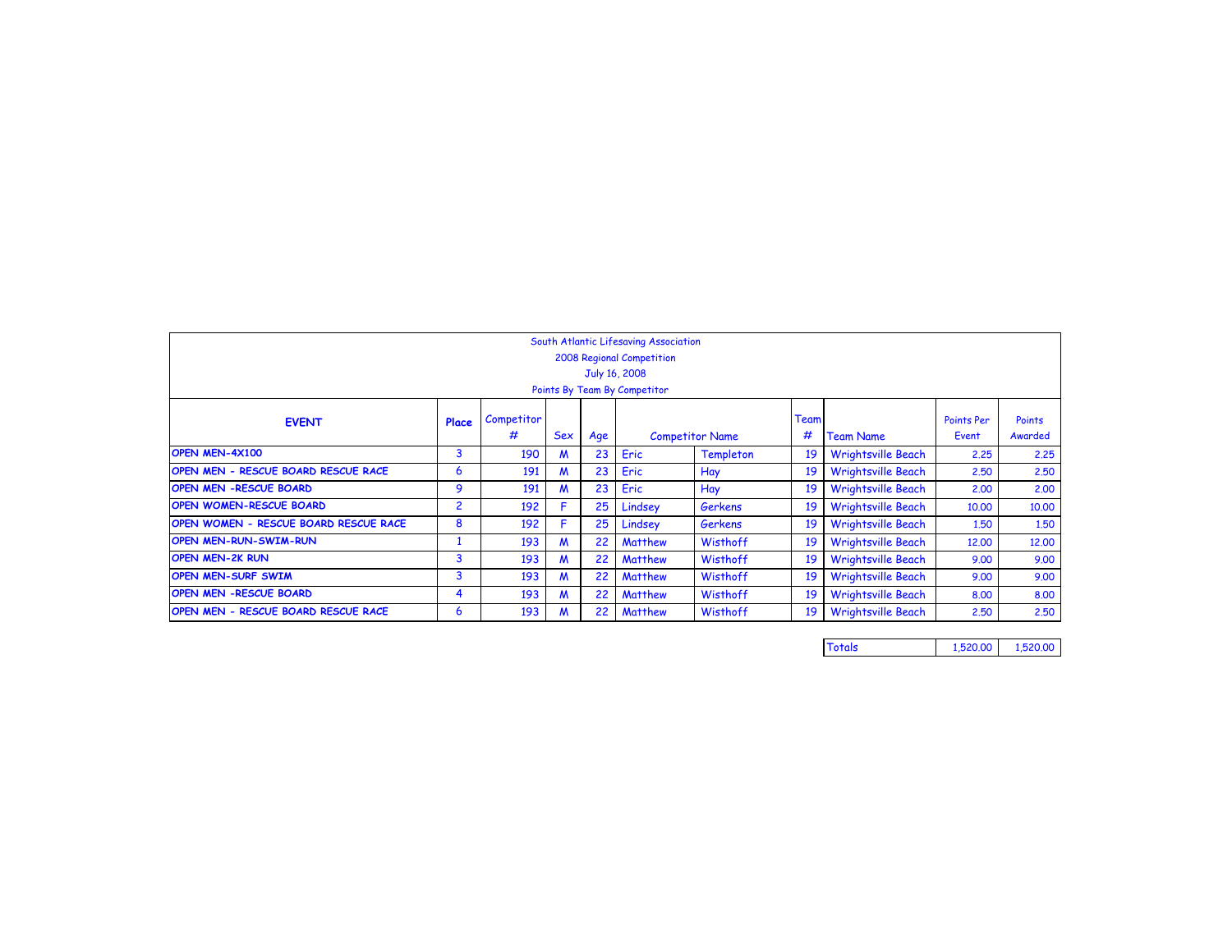South Atlantic Lifesaving Association
2008 Regional Competition
July 16, 2008
Points By Team By Competitor

| EVENT | Place | Competitor # | Sex | Age | Competitor Name | | Team # | Team Name | Points Per Event | Points Awarded |
|---|---|---|---|---|---|---|---|---|---|---|
| OPEN MEN-4X100 | 3 | 190 | M | 23 | Eric | Templeton | 19 | Wrightsville Beach | 2.25 | 2.25 |
| OPEN MEN - RESCUE BOARD RESCUE RACE | 6 | 191 | M | 23 | Eric | Hay | 19 | Wrightsville Beach | 2.50 | 2.50 |
| OPEN MEN -RESCUE BOARD | 9 | 191 | M | 23 | Eric | Hay | 19 | Wrightsville Beach | 2.00 | 2.00 |
| OPEN WOMEN-RESCUE BOARD | 2 | 192 | F | 25 | Lindsey | Gerkens | 19 | Wrightsville Beach | 10.00 | 10.00 |
| OPEN WOMEN - RESCUE BOARD RESCUE RACE | 8 | 192 | F | 25 | Lindsey | Gerkens | 19 | Wrightsville Beach | 1.50 | 1.50 |
| OPEN MEN-RUN-SWIM-RUN | 1 | 193 | M | 22 | Matthew | Wisthoff | 19 | Wrightsville Beach | 12.00 | 12.00 |
| OPEN MEN-2K RUN | 3 | 193 | M | 22 | Matthew | Wisthoff | 19 | Wrightsville Beach | 9.00 | 9.00 |
| OPEN MEN-SURF SWIM | 3 | 193 | M | 22 | Matthew | Wisthoff | 19 | Wrightsville Beach | 9.00 | 9.00 |
| OPEN MEN -RESCUE BOARD | 4 | 193 | M | 22 | Matthew | Wisthoff | 19 | Wrightsville Beach | 8.00 | 8.00 |
| OPEN MEN - RESCUE BOARD RESCUE RACE | 6 | 193 | M | 22 | Matthew | Wisthoff | 19 | Wrightsville Beach | 2.50 | 2.50 |
| | | | | | | | | Totals | 1,520.00 | 1,520.00 |